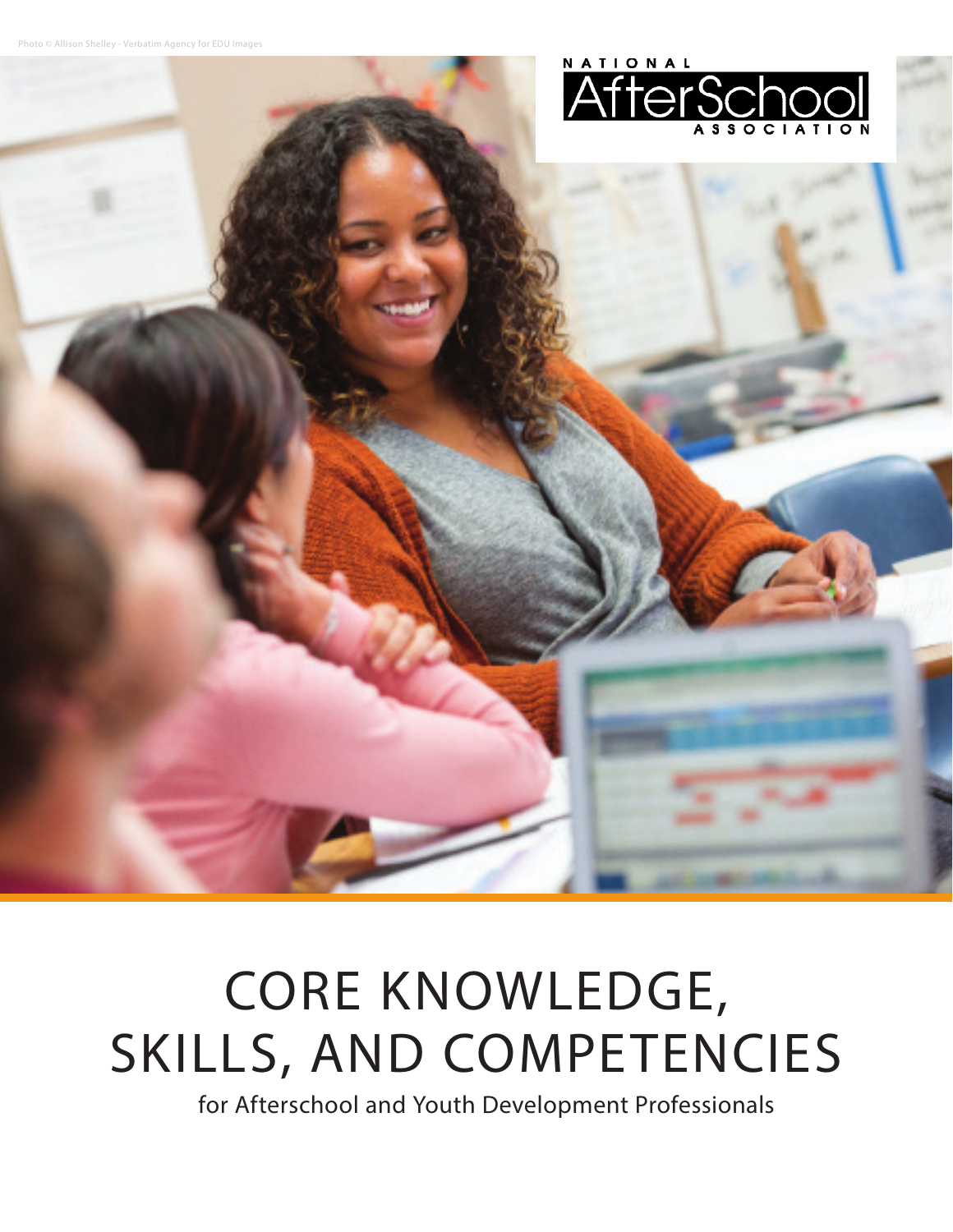Photo © Allison Shelley - Verbatim Agency for EDU Images

NATIONAL AfterSchool ASSOCIATION

# CORE KNOWLEDGE, SKILLS, AND COMPETENCIES

for Afterschool and Youth Development Professionals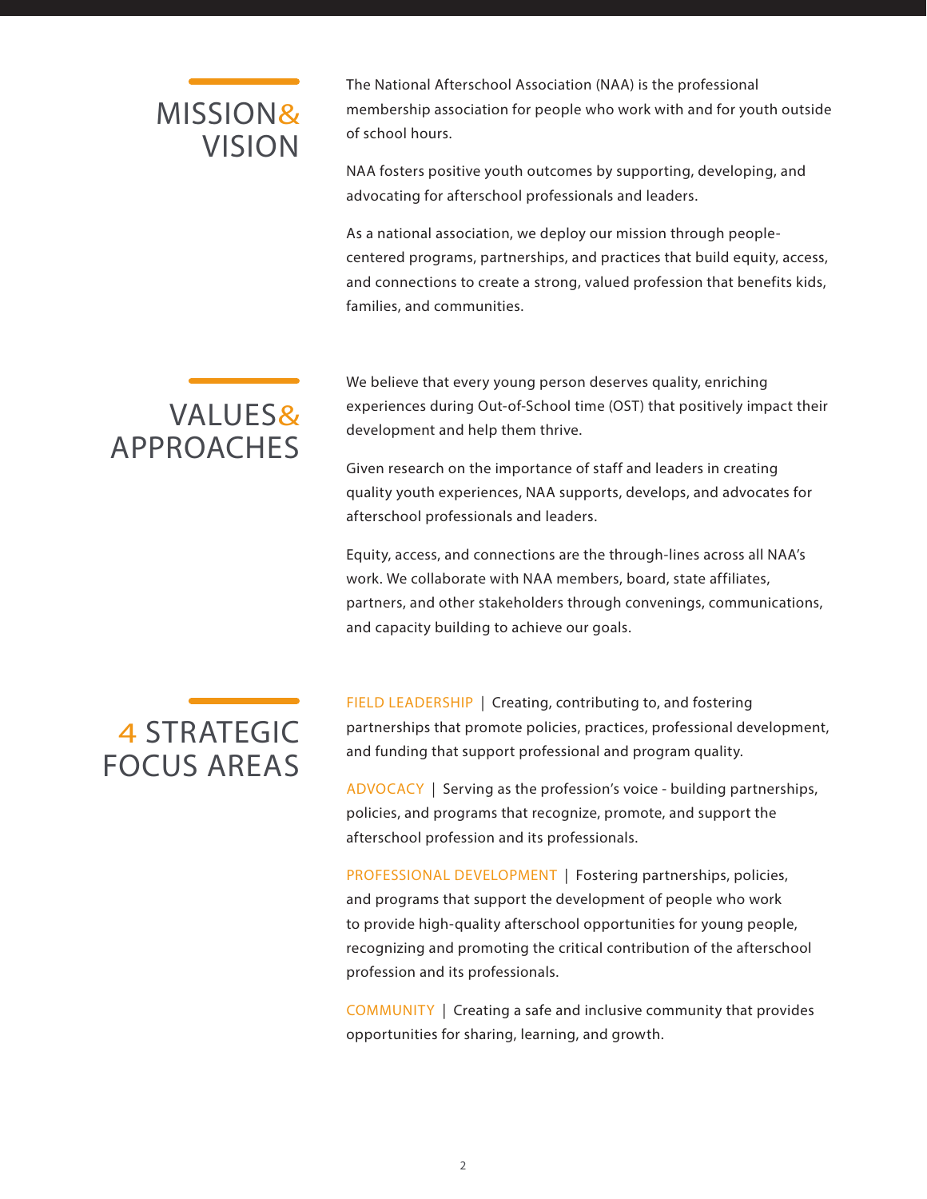## MISSION & VISION

The National Afterschool Association (NAA) is the professional membership association for people who work with and for youth outside of school hours.

NAA fosters positive youth outcomes by supporting, developing, and advocating for afterschool professionals and leaders.

As a national association, we deploy our mission through people-centered programs, partnerships, and practices that build equity, access, and connections to create a strong, valued profession that benefits kids, families, and communities.

## VALUES & APPROACHES

We believe that every young person deserves quality, enriching experiences during Out-of-School time (OST) that positively impact their development and help them thrive.

Given research on the importance of staff and leaders in creating quality youth experiences, NAA supports, develops, and advocates for afterschool professionals and leaders.

Equity, access, and connections are the through-lines across all NAA's work. We collaborate with NAA members, board, state affiliates, partners, and other stakeholders through convenings, communications, and capacity building to achieve our goals.

## 4 STRATEGIC FOCUS AREAS

FIELD LEADERSHIP | Creating, contributing to, and fostering partnerships that promote policies, practices, professional development, and funding that support professional and program quality.

ADVOCACY | Serving as the profession's voice - building partnerships, policies, and programs that recognize, promote, and support the afterschool profession and its professionals.

PROFESSIONAL DEVELOPMENT | Fostering partnerships, policies, and programs that support the development of people who work to provide high-quality afterschool opportunities for young people, recognizing and promoting the critical contribution of the afterschool profession and its professionals.

COMMUNITY | Creating a safe and inclusive community that provides opportunities for sharing, learning, and growth.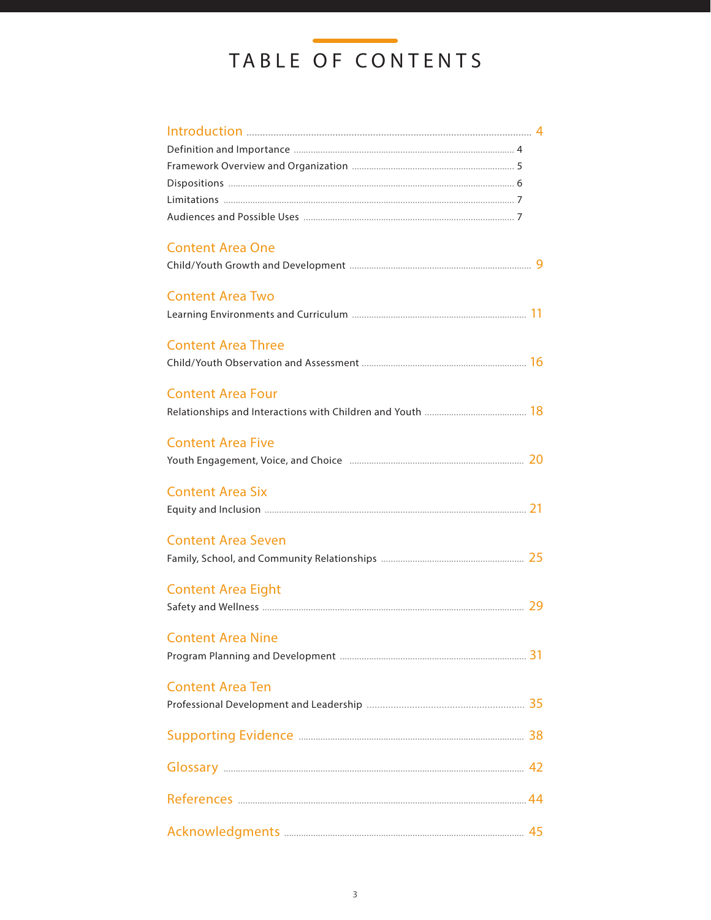# TABLE OF CONTENTS

**Introduction** ........ 4

- Definition and Importance ........ 4
- Framework Overview and Organization ........ 5
- Dispositions ........ 6
- Limitations ........ 7
- Audiences and Possible Uses ........ 7

**Content Area One**
Child/Youth Growth and Development ........ 9

**Content Area Two**
Learning Environments and Curriculum ........ 11

**Content Area Three**
Child/Youth Observation and Assessment ........ 16

**Content Area Four**
Relationships and Interactions with Children and Youth ........ 18

**Content Area Five**
Youth Engagement, Voice, and Choice ........ 20

**Content Area Six**
Equity and Inclusion ........ 21

**Content Area Seven**
Family, School, and Community Relationships ........ 25

**Content Area Eight**
Safety and Wellness ........ 29

**Content Area Nine**
Program Planning and Development ........ 31

**Content Area Ten**
Professional Development and Leadership ........ 35

**Supporting Evidence** ........ 38

**Glossary** ........ 42

**References** ........ 44

**Acknowledgments** ........ 45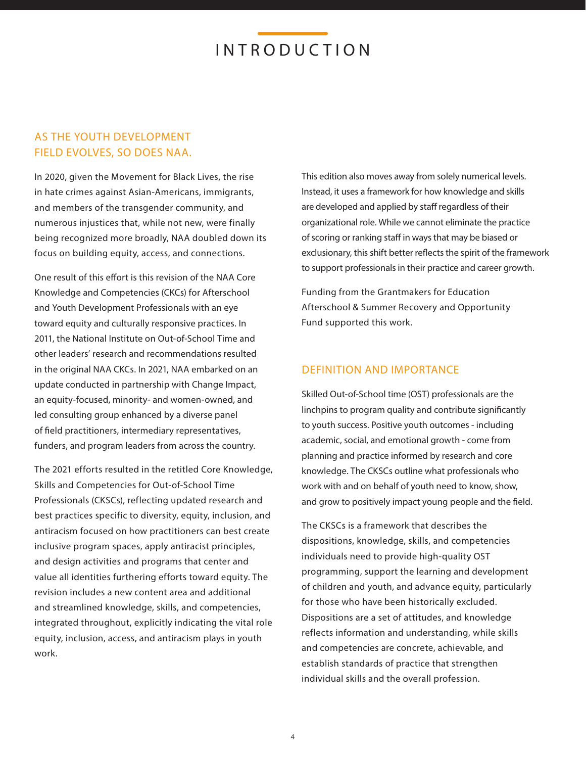# INTRODUCTION

## AS THE YOUTH DEVELOPMENT FIELD EVOLVES, SO DOES NAA.

In 2020, given the Movement for Black Lives, the rise in hate crimes against Asian-Americans, immigrants, and members of the transgender community, and numerous injustices that, while not new, were finally being recognized more broadly, NAA doubled down its focus on building equity, access, and connections.

One result of this effort is this revision of the NAA Core Knowledge and Competencies (CKCs) for Afterschool and Youth Development Professionals with an eye toward equity and culturally responsive practices. In 2011, the National Institute on Out-of-School Time and other leaders' research and recommendations resulted in the original NAA CKCs. In 2021, NAA embarked on an update conducted in partnership with Change Impact, an equity-focused, minority- and women-owned, and led consulting group enhanced by a diverse panel of field practitioners, intermediary representatives, funders, and program leaders from across the country.

The 2021 efforts resulted in the retitled Core Knowledge, Skills and Competencies for Out-of-School Time Professionals (CKSCs), reflecting updated research and best practices specific to diversity, equity, inclusion, and antiracism focused on how practitioners can best create inclusive program spaces, apply antiracist principles, and design activities and programs that center and value all identities furthering efforts toward equity. The revision includes a new content area and additional and streamlined knowledge, skills, and competencies, integrated throughout, explicitly indicating the vital role equity, inclusion, access, and antiracism plays in youth work.

This edition also moves away from solely numerical levels. Instead, it uses a framework for how knowledge and skills are developed and applied by staff regardless of their organizational role. While we cannot eliminate the practice of scoring or ranking staff in ways that may be biased or exclusionary, this shift better reflects the spirit of the framework to support professionals in their practice and career growth.

Funding from the Grantmakers for Education Afterschool & Summer Recovery and Opportunity Fund supported this work.

## DEFINITION AND IMPORTANCE

Skilled Out-of-School time (OST) professionals are the linchpins to program quality and contribute significantly to youth success. Positive youth outcomes - including academic, social, and emotional growth - come from planning and practice informed by research and core knowledge. The CKSCs outline what professionals who work with and on behalf of youth need to know, show, and grow to positively impact young people and the field.

The CKSCs is a framework that describes the dispositions, knowledge, skills, and competencies individuals need to provide high-quality OST programming, support the learning and development of children and youth, and advance equity, particularly for those who have been historically excluded. Dispositions are a set of attitudes, and knowledge reflects information and understanding, while skills and competencies are concrete, achievable, and establish standards of practice that strengthen individual skills and the overall profession.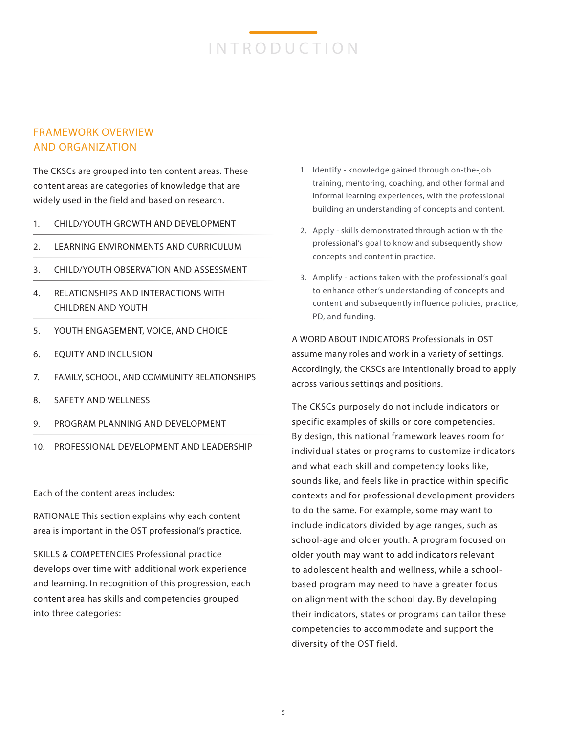# INTRODUCTION

## FRAMEWORK OVERVIEW AND ORGANIZATION

The CKSCs are grouped into ten content areas. These content areas are categories of knowledge that are widely used in the field and based on research.

1. CHILD/YOUTH GROWTH AND DEVELOPMENT
2. LEARNING ENVIRONMENTS AND CURRICULUM
3. CHILD/YOUTH OBSERVATION AND ASSESSMENT
4. RELATIONSHIPS AND INTERACTIONS WITH CHILDREN AND YOUTH
5. YOUTH ENGAGEMENT, VOICE, AND CHOICE
6. EQUITY AND INCLUSION
7. FAMILY, SCHOOL, AND COMMUNITY RELATIONSHIPS
8. SAFETY AND WELLNESS
9. PROGRAM PLANNING AND DEVELOPMENT
10. PROFESSIONAL DEVELOPMENT AND LEADERSHIP

Each of the content areas includes:

RATIONALE This section explains why each content area is important in the OST professional's practice.

SKILLS & COMPETENCIES Professional practice develops over time with additional work experience and learning. In recognition of this progression, each content area has skills and competencies grouped into three categories:

1. Identify - knowledge gained through on-the-job training, mentoring, coaching, and other formal and informal learning experiences, with the professional building an understanding of concepts and content.
2. Apply - skills demonstrated through action with the professional's goal to know and subsequently show concepts and content in practice.
3. Amplify - actions taken with the professional's goal to enhance other's understanding of concepts and content and subsequently influence policies, practice, PD, and funding.

A WORD ABOUT INDICATORS Professionals in OST assume many roles and work in a variety of settings. Accordingly, the CKSCs are intentionally broad to apply across various settings and positions.

The CKSCs purposely do not include indicators or specific examples of skills or core competencies. By design, this national framework leaves room for individual states or programs to customize indicators and what each skill and competency looks like, sounds like, and feels like in practice within specific contexts and for professional development providers to do the same. For example, some may want to include indicators divided by age ranges, such as school-age and older youth. A program focused on older youth may want to add indicators relevant to adolescent health and wellness, while a school-based program may need to have a greater focus on alignment with the school day. By developing their indicators, states or programs can tailor these competencies to accommodate and support the diversity of the OST field.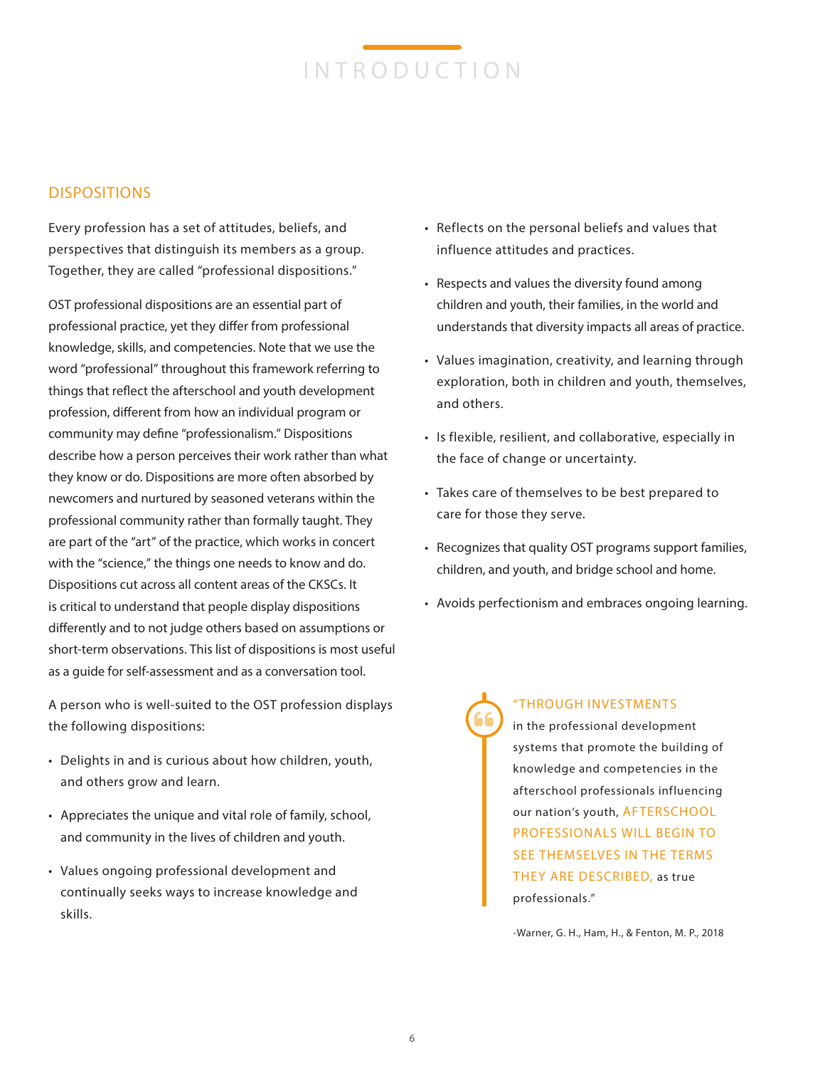# INTRODUCTION

## DISPOSITIONS

Every profession has a set of attitudes, beliefs, and perspectives that distinguish its members as a group. Together, they are called "professional dispositions."

OST professional dispositions are an essential part of professional practice, yet they differ from professional knowledge, skills, and competencies. Note that we use the word "professional" throughout this framework referring to things that reflect the afterschool and youth development profession, different from how an individual program or community may define "professionalism." Dispositions describe how a person perceives their work rather than what they know or do. Dispositions are more often absorbed by newcomers and nurtured by seasoned veterans within the professional community rather than formally taught. They are part of the "art" of the practice, which works in concert with the "science," the things one needs to know and do. Dispositions cut across all content areas of the CKSCs. It is critical to understand that people display dispositions differently and to not judge others based on assumptions or short-term observations. This list of dispositions is most useful as a guide for self-assessment and as a conversation tool.

A person who is well-suited to the OST profession displays the following dispositions:

- Delights in and is curious about how children, youth, and others grow and learn.
- Appreciates the unique and vital role of family, school, and community in the lives of children and youth.
- Values ongoing professional development and continually seeks ways to increase knowledge and skills.
- Reflects on the personal beliefs and values that influence attitudes and practices.
- Respects and values the diversity found among children and youth, their families, in the world and understands that diversity impacts all areas of practice.
- Values imagination, creativity, and learning through exploration, both in children and youth, themselves, and others.
- Is flexible, resilient, and collaborative, especially in the face of change or uncertainty.
- Takes care of themselves to be best prepared to care for those they serve.
- Recognizes that quality OST programs support families, children, and youth, and bridge school and home.
- Avoids perfectionism and embraces ongoing learning.

> "THROUGH INVESTMENTS in the professional development systems that promote the building of knowledge and competencies in the afterschool professionals influencing our nation's youth, AFTERSCHOOL PROFESSIONALS WILL BEGIN TO SEE THEMSELVES IN THE TERMS THEY ARE DESCRIBED, as true professionals."
>
> -Warner, G. H., Ham, H., & Fenton, M. P., 2018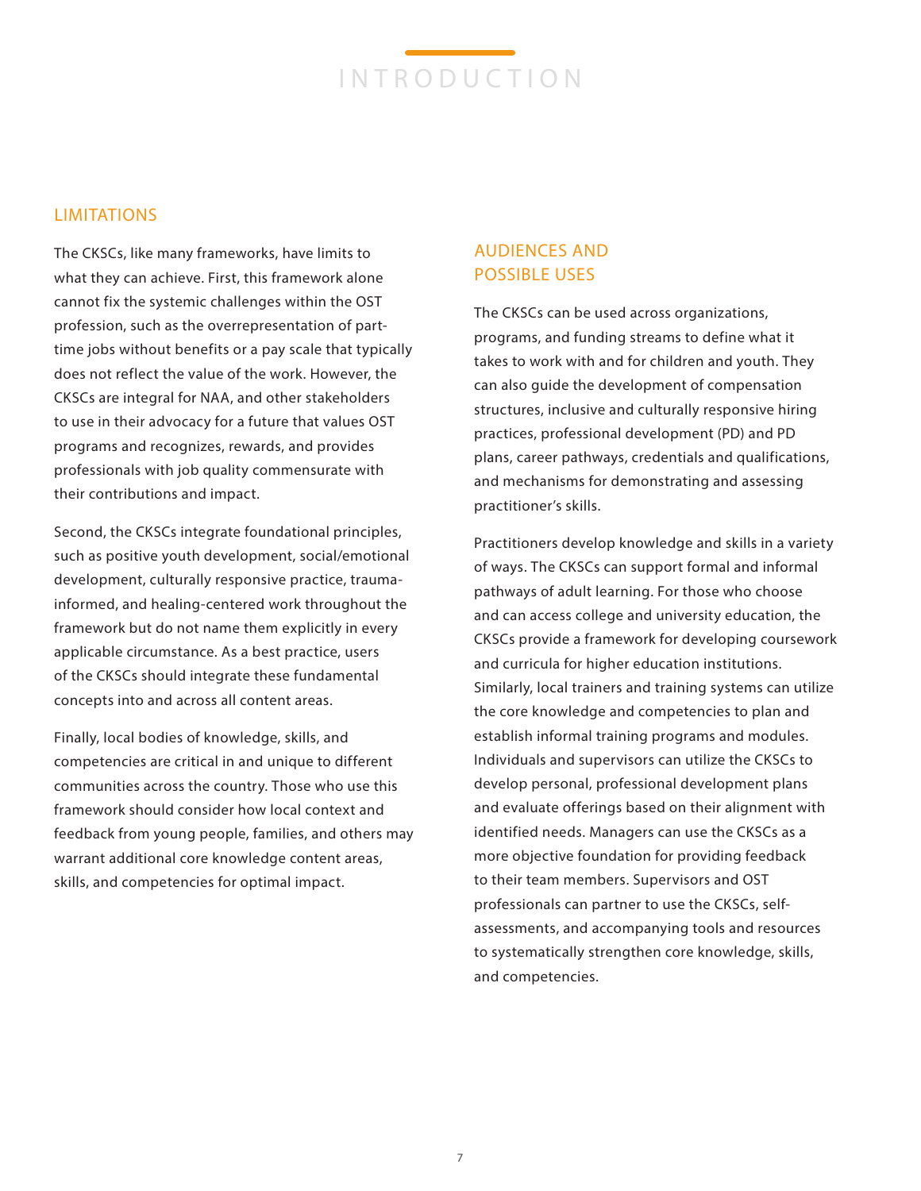## LIMITATIONS

The CKSCs, like many frameworks, have limits to what they can achieve. First, this framework alone cannot fix the systemic challenges within the OST profession, such as the overrepresentation of part-time jobs without benefits or a pay scale that typically does not reflect the value of the work. However, the CKSCs are integral for NAA, and other stakeholders to use in their advocacy for a future that values OST programs and recognizes, rewards, and provides professionals with job quality commensurate with their contributions and impact.

Second, the CKSCs integrate foundational principles, such as positive youth development, social/emotional development, culturally responsive practice, trauma-informed, and healing-centered work throughout the framework but do not name them explicitly in every applicable circumstance. As a best practice, users of the CKSCs should integrate these fundamental concepts into and across all content areas.

Finally, local bodies of knowledge, skills, and competencies are critical in and unique to different communities across the country. Those who use this framework should consider how local context and feedback from young people, families, and others may warrant additional core knowledge content areas, skills, and competencies for optimal impact.

## AUDIENCES AND POSSIBLE USES

The CKSCs can be used across organizations, programs, and funding streams to define what it takes to work with and for children and youth. They can also guide the development of compensation structures, inclusive and culturally responsive hiring practices, professional development (PD) and PD plans, career pathways, credentials and qualifications, and mechanisms for demonstrating and assessing practitioner's skills.

Practitioners develop knowledge and skills in a variety of ways. The CKSCs can support formal and informal pathways of adult learning. For those who choose and can access college and university education, the CKSCs provide a framework for developing coursework and curricula for higher education institutions. Similarly, local trainers and training systems can utilize the core knowledge and competencies to plan and establish informal training programs and modules. Individuals and supervisors can utilize the CKSCs to develop personal, professional development plans and evaluate offerings based on their alignment with identified needs. Managers can use the CKSCs as a more objective foundation for providing feedback to their team members. Supervisors and OST professionals can partner to use the CKSCs, self-assessments, and accompanying tools and resources to systematically strengthen core knowledge, skills, and competencies.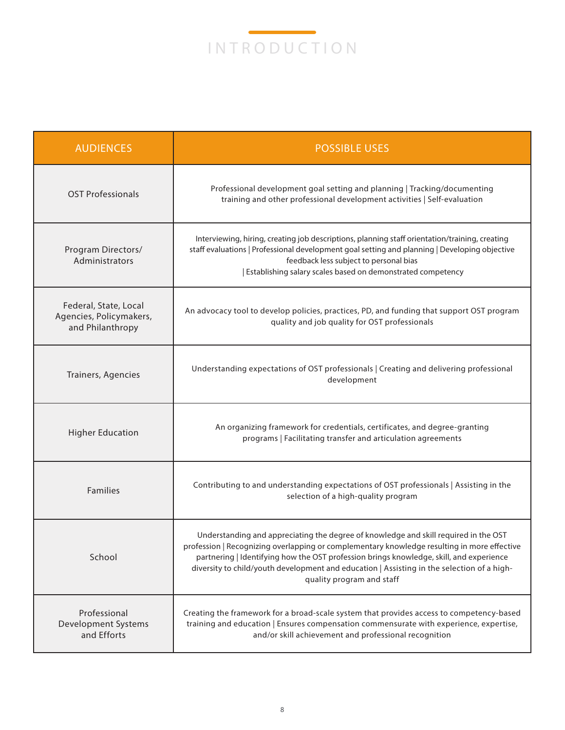# INTRODUCTION

| AUDIENCES | POSSIBLE USES |
|---|---|
| OST Professionals | Professional development goal setting and planning \| Tracking/documenting training and other professional development activities \| Self-evaluation |
| Program Directors/ Administrators | Interviewing, hiring, creating job descriptions, planning staff orientation/training, creating staff evaluations \| Professional development goal setting and planning \| Developing objective feedback less subject to personal bias \| Establishing salary scales based on demonstrated competency |
| Federal, State, Local Agencies, Policymakers, and Philanthropy | An advocacy tool to develop policies, practices, PD, and funding that support OST program quality and job quality for OST professionals |
| Trainers, Agencies | Understanding expectations of OST professionals \| Creating and delivering professional development |
| Higher Education | An organizing framework for credentials, certificates, and degree-granting programs \| Facilitating transfer and articulation agreements |
| Families | Contributing to and understanding expectations of OST professionals \| Assisting in the selection of a high-quality program |
| School | Understanding and appreciating the degree of knowledge and skill required in the OST profession \| Recognizing overlapping or complementary knowledge resulting in more effective partnering \| Identifying how the OST profession brings knowledge, skill, and experience diversity to child/youth development and education \| Assisting in the selection of a high-quality program and staff |
| Professional Development Systems and Efforts | Creating the framework for a broad-scale system that provides access to competency-based training and education \| Ensures compensation commensurate with experience, expertise, and/or skill achievement and professional recognition |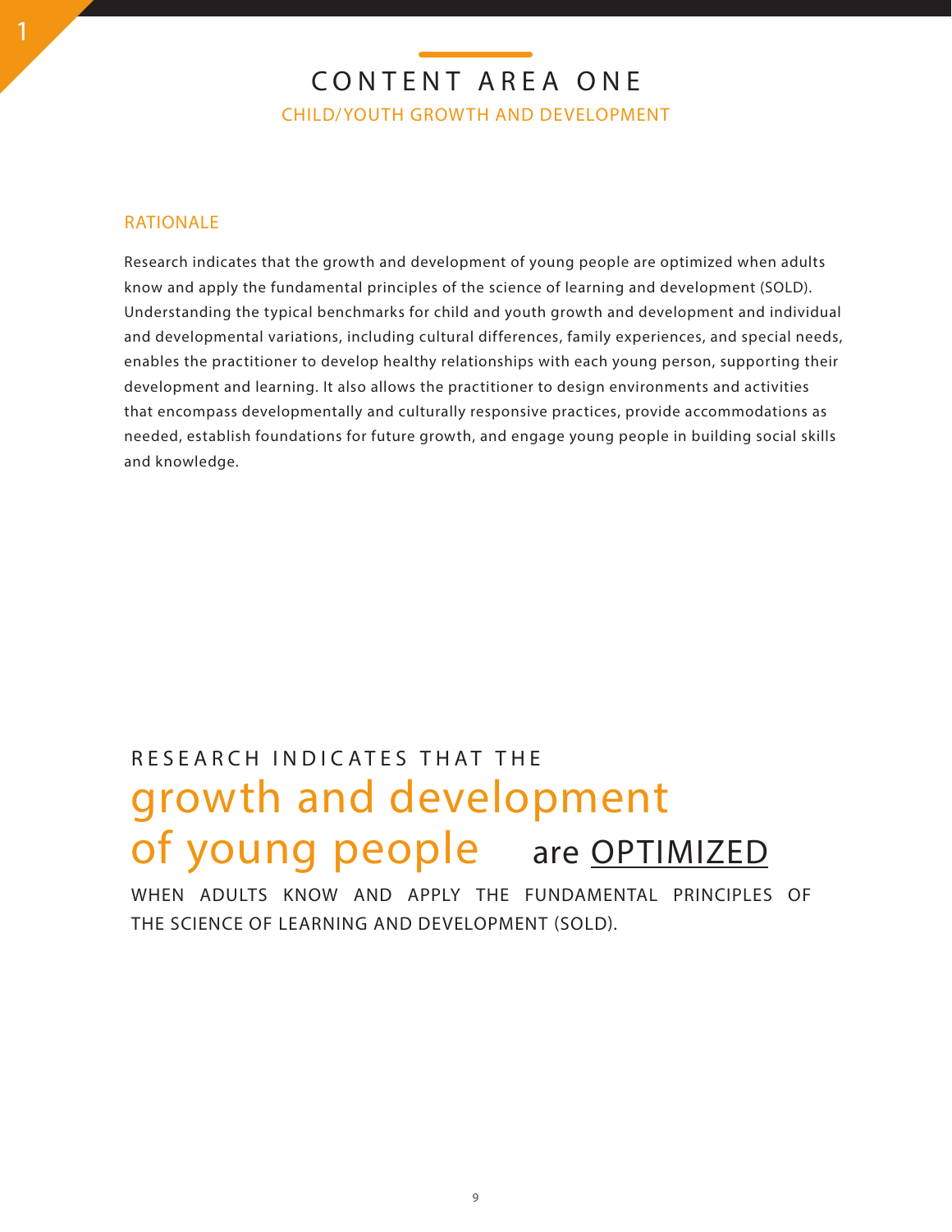# CONTENT AREA ONE

## CHILD/YOUTH GROWTH AND DEVELOPMENT

### RATIONALE

Research indicates that the growth and development of young people are optimized when adults know and apply the fundamental principles of the science of learning and development (SOLD). Understanding the typical benchmarks for child and youth growth and development and individual and developmental variations, including cultural differences, family experiences, and special needs, enables the practitioner to develop healthy relationships with each young person, supporting their development and learning. It also allows the practitioner to design environments and activities that encompass developmentally and culturally responsive practices, provide accommodations as needed, establish foundations for future growth, and engage young people in building social skills and knowledge.

RESEARCH INDICATES THAT THE **growth and development of young people** are OPTIMIZED WHEN ADULTS KNOW AND APPLY THE FUNDAMENTAL PRINCIPLES OF THE SCIENCE OF LEARNING AND DEVELOPMENT (SOLD).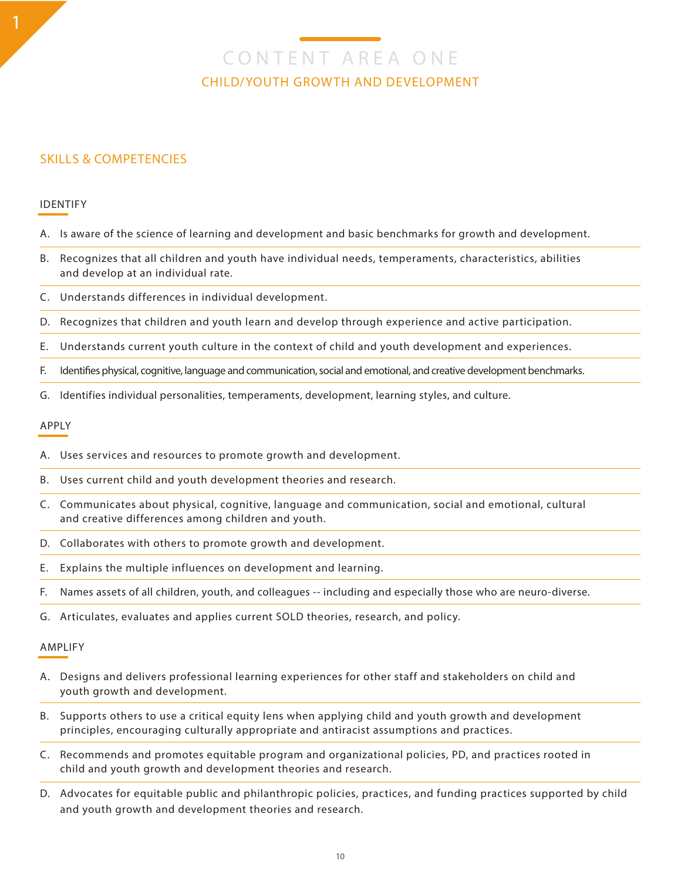# CONTENT AREA ONE

## CHILD/YOUTH GROWTH AND DEVELOPMENT

### SKILLS & COMPETENCIES

#### IDENTIFY

A. Is aware of the science of learning and development and basic benchmarks for growth and development.

B. Recognizes that all children and youth have individual needs, temperaments, characteristics, abilities and develop at an individual rate.

C. Understands differences in individual development.

D. Recognizes that children and youth learn and develop through experience and active participation.

E. Understands current youth culture in the context of child and youth development and experiences.

F. Identifies physical, cognitive, language and communication, social and emotional, and creative development benchmarks.

G. Identifies individual personalities, temperaments, development, learning styles, and culture.

#### APPLY

A. Uses services and resources to promote growth and development.

B. Uses current child and youth development theories and research.

C. Communicates about physical, cognitive, language and communication, social and emotional, cultural and creative differences among children and youth.

D. Collaborates with others to promote growth and development.

E. Explains the multiple influences on development and learning.

F. Names assets of all children, youth, and colleagues -- including and especially those who are neuro-diverse.

G. Articulates, evaluates and applies current SOLD theories, research, and policy.

#### AMPLIFY

A. Designs and delivers professional learning experiences for other staff and stakeholders on child and youth growth and development.

B. Supports others to use a critical equity lens when applying child and youth growth and development principles, encouraging culturally appropriate and antiracist assumptions and practices.

C. Recommends and promotes equitable program and organizational policies, PD, and practices rooted in child and youth growth and development theories and research.

D. Advocates for equitable public and philanthropic policies, practices, and funding practices supported by child and youth growth and development theories and research.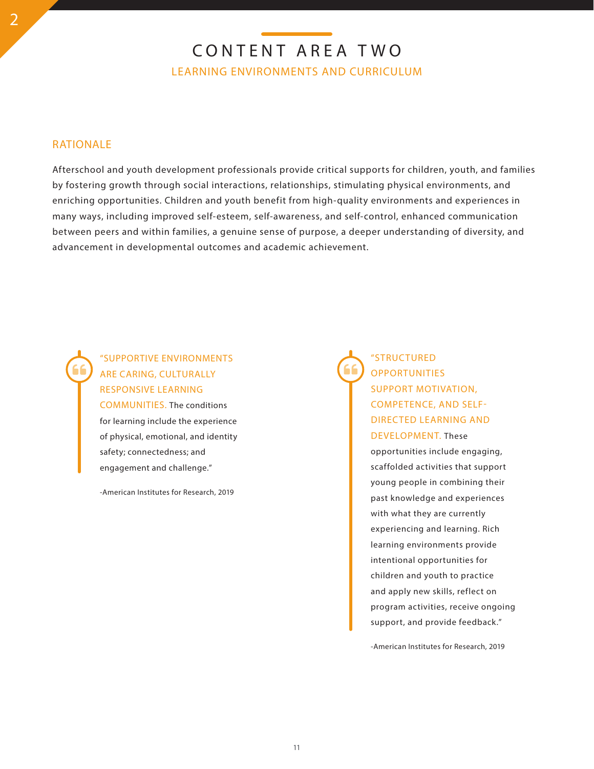# CONTENT AREA TWO

## LEARNING ENVIRONMENTS AND CURRICULUM

### RATIONALE

Afterschool and youth development professionals provide critical supports for children, youth, and families by fostering growth through social interactions, relationships, stimulating physical environments, and enriching opportunities. Children and youth benefit from high-quality environments and experiences in many ways, including improved self-esteem, self-awareness, and self-control, enhanced communication between peers and within families, a genuine sense of purpose, a deeper understanding of diversity, and advancement in developmental outcomes and academic achievement.

> "SUPPORTIVE ENVIRONMENTS ARE CARING, CULTURALLY RESPONSIVE LEARNING COMMUNITIES. The conditions for learning include the experience of physical, emotional, and identity safety; connectedness; and engagement and challenge."
>
> -American Institutes for Research, 2019

> "STRUCTURED OPPORTUNITIES SUPPORT MOTIVATION, COMPETENCE, AND SELF-DIRECTED LEARNING AND DEVELOPMENT. These opportunities include engaging, scaffolded activities that support young people in combining their past knowledge and experiences with what they are currently experiencing and learning. Rich learning environments provide intentional opportunities for children and youth to practice and apply new skills, reflect on program activities, receive ongoing support, and provide feedback."
>
> -American Institutes for Research, 2019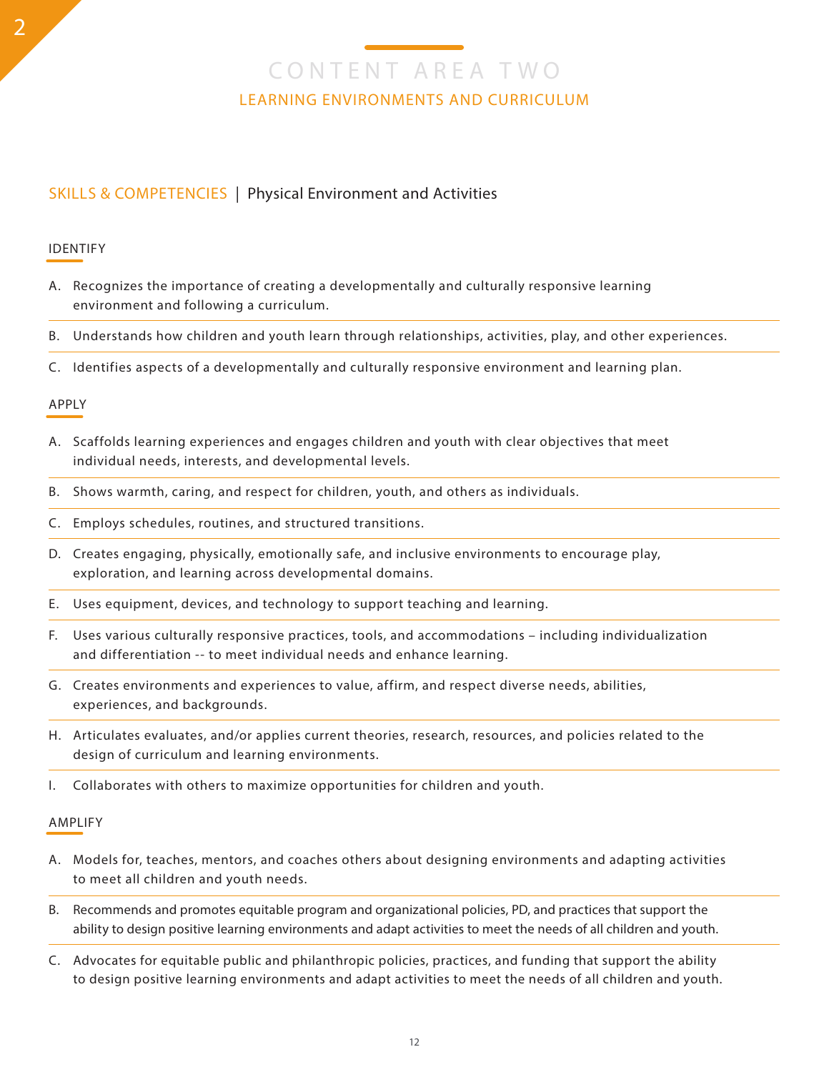# CONTENT AREA TWO

## LEARNING ENVIRONMENTS AND CURRICULUM

### SKILLS & COMPETENCIES | Physical Environment and Activities

#### IDENTIFY

A. Recognizes the importance of creating a developmentally and culturally responsive learning environment and following a curriculum.

B. Understands how children and youth learn through relationships, activities, play, and other experiences.

C. Identifies aspects of a developmentally and culturally responsive environment and learning plan.

#### APPLY

A. Scaffolds learning experiences and engages children and youth with clear objectives that meet individual needs, interests, and developmental levels.

B. Shows warmth, caring, and respect for children, youth, and others as individuals.

C. Employs schedules, routines, and structured transitions.

D. Creates engaging, physically, emotionally safe, and inclusive environments to encourage play, exploration, and learning across developmental domains.

E. Uses equipment, devices, and technology to support teaching and learning.

F. Uses various culturally responsive practices, tools, and accommodations – including individualization and differentiation -- to meet individual needs and enhance learning.

G. Creates environments and experiences to value, affirm, and respect diverse needs, abilities, experiences, and backgrounds.

H. Articulates evaluates, and/or applies current theories, research, resources, and policies related to the design of curriculum and learning environments.

I. Collaborates with others to maximize opportunities for children and youth.

#### AMPLIFY

A. Models for, teaches, mentors, and coaches others about designing environments and adapting activities to meet all children and youth needs.

B. Recommends and promotes equitable program and organizational policies, PD, and practices that support the ability to design positive learning environments and adapt activities to meet the needs of all children and youth.

C. Advocates for equitable public and philanthropic policies, practices, and funding that support the ability to design positive learning environments and adapt activities to meet the needs of all children and youth.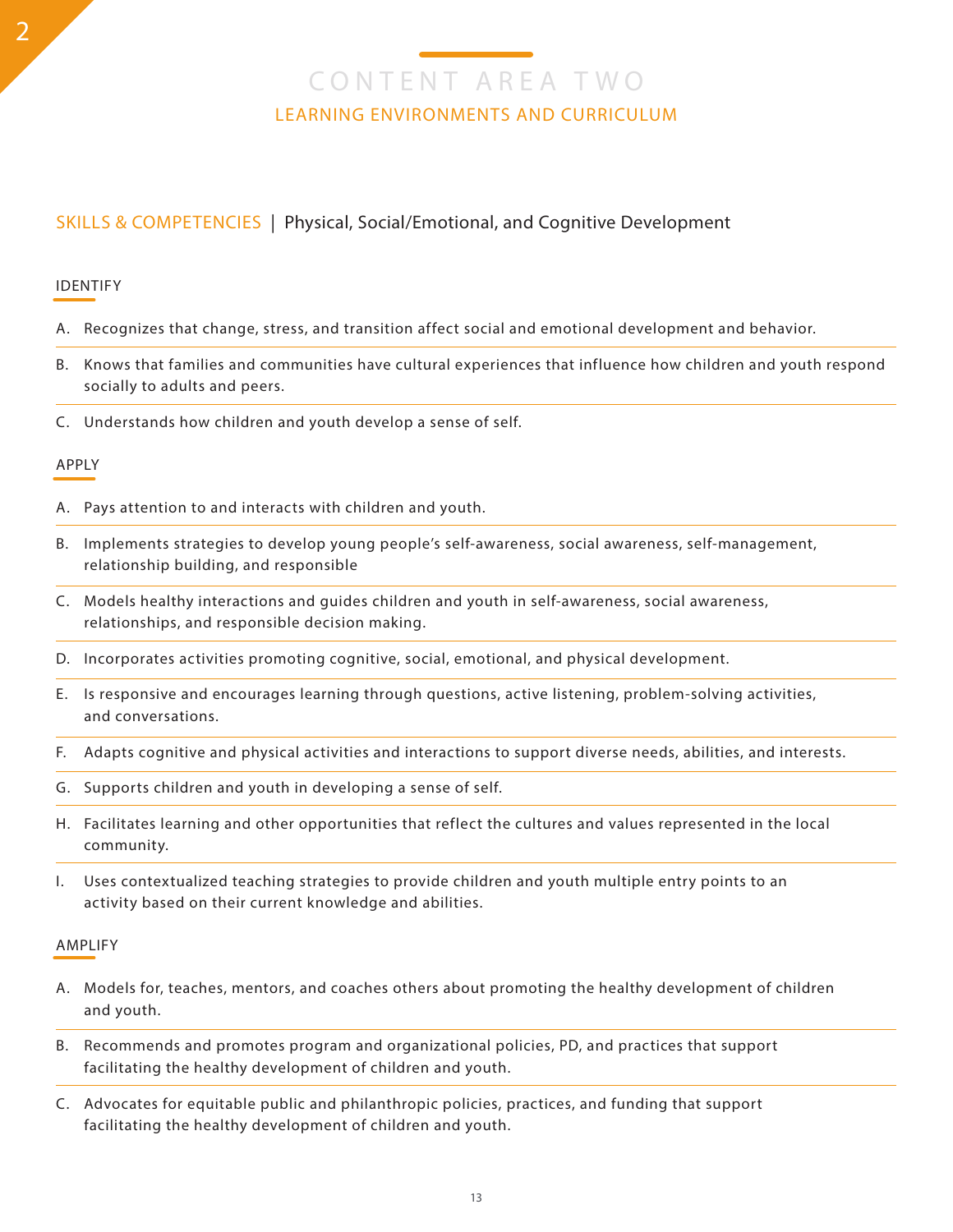# CONTENT AREA TWO

## LEARNING ENVIRONMENTS AND CURRICULUM

### SKILLS & COMPETENCIES | Physical, Social/Emotional, and Cognitive Development

#### IDENTIFY

A. Recognizes that change, stress, and transition affect social and emotional development and behavior.

B. Knows that families and communities have cultural experiences that influence how children and youth respond socially to adults and peers.

C. Understands how children and youth develop a sense of self.

#### APPLY

A. Pays attention to and interacts with children and youth.

B. Implements strategies to develop young people's self-awareness, social awareness, self-management, relationship building, and responsible

C. Models healthy interactions and guides children and youth in self-awareness, social awareness, relationships, and responsible decision making.

D. Incorporates activities promoting cognitive, social, emotional, and physical development.

E. Is responsive and encourages learning through questions, active listening, problem-solving activities, and conversations.

F. Adapts cognitive and physical activities and interactions to support diverse needs, abilities, and interests.

G. Supports children and youth in developing a sense of self.

H. Facilitates learning and other opportunities that reflect the cultures and values represented in the local community.

I. Uses contextualized teaching strategies to provide children and youth multiple entry points to an activity based on their current knowledge and abilities.

#### AMPLIFY

A. Models for, teaches, mentors, and coaches others about promoting the healthy development of children and youth.

B. Recommends and promotes program and organizational policies, PD, and practices that support facilitating the healthy development of children and youth.

C. Advocates for equitable public and philanthropic policies, practices, and funding that support facilitating the healthy development of children and youth.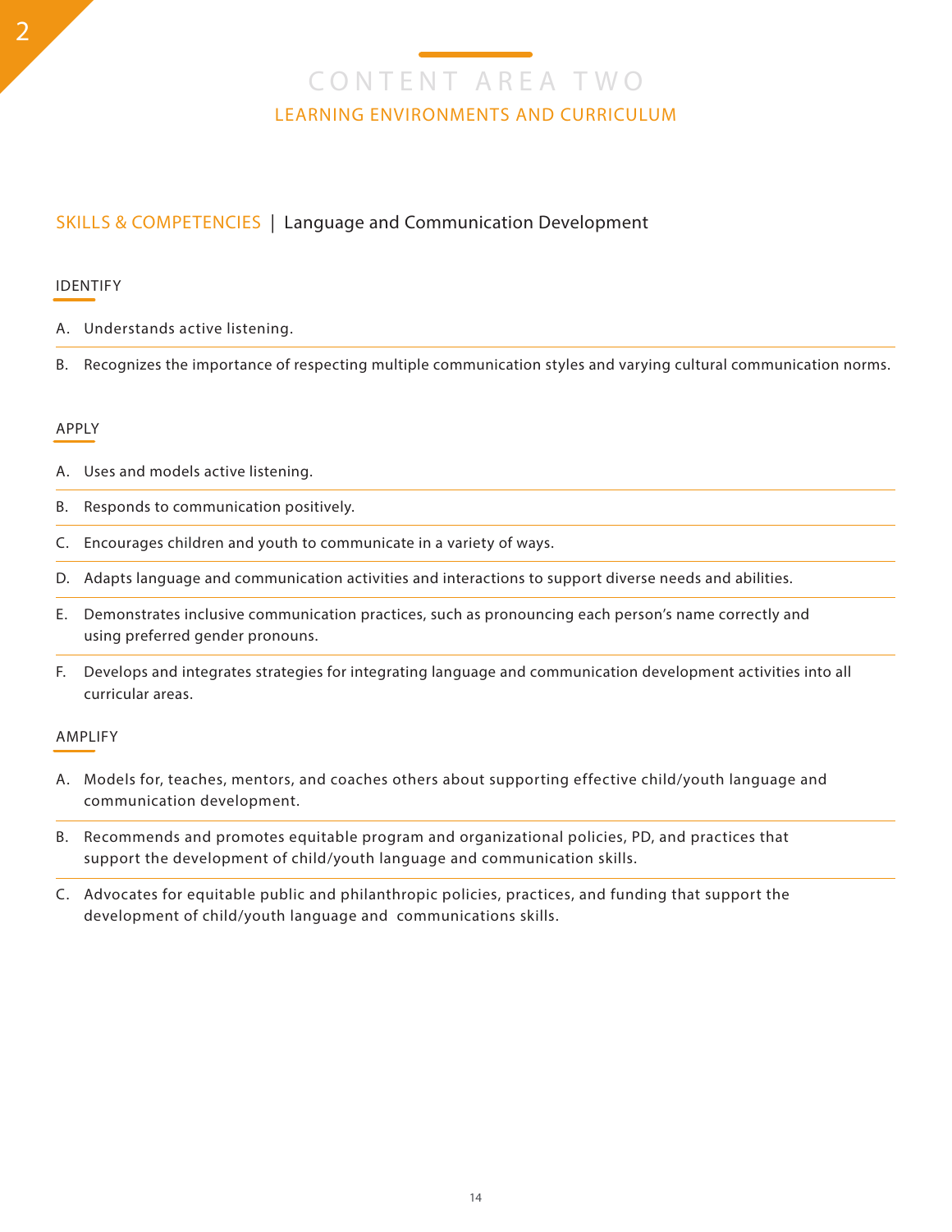# CONTENT AREA TWO

## LEARNING ENVIRONMENTS AND CURRICULUM

### SKILLS & COMPETENCIES | Language and Communication Development

#### IDENTIFY

A. Understands active listening.

B. Recognizes the importance of respecting multiple communication styles and varying cultural communication norms.

#### APPLY

A. Uses and models active listening.

B. Responds to communication positively.

C. Encourages children and youth to communicate in a variety of ways.

D. Adapts language and communication activities and interactions to support diverse needs and abilities.

E. Demonstrates inclusive communication practices, such as pronouncing each person's name correctly and using preferred gender pronouns.

F. Develops and integrates strategies for integrating language and communication development activities into all curricular areas.

#### AMPLIFY

A. Models for, teaches, mentors, and coaches others about supporting effective child/youth language and communication development.

B. Recommends and promotes equitable program and organizational policies, PD, and practices that support the development of child/youth language and communication skills.

C. Advocates for equitable public and philanthropic policies, practices, and funding that support the development of child/youth language and communications skills.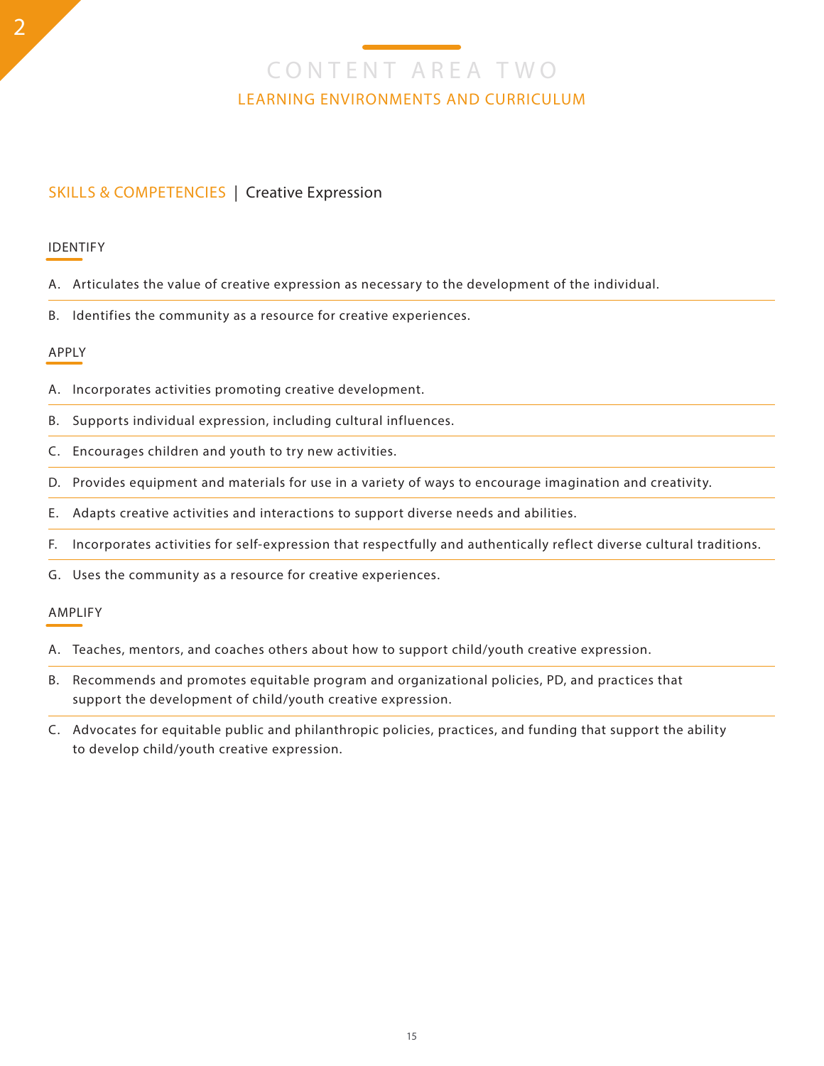# CONTENT AREA TWO

## LEARNING ENVIRONMENTS AND CURRICULUM

### SKILLS & COMPETENCIES | Creative Expression

#### IDENTIFY

A. Articulates the value of creative expression as necessary to the development of the individual.

B. Identifies the community as a resource for creative experiences.

#### APPLY

A. Incorporates activities promoting creative development.

B. Supports individual expression, including cultural influences.

C. Encourages children and youth to try new activities.

D. Provides equipment and materials for use in a variety of ways to encourage imagination and creativity.

E. Adapts creative activities and interactions to support diverse needs and abilities.

F. Incorporates activities for self-expression that respectfully and authentically reflect diverse cultural traditions.

G. Uses the community as a resource for creative experiences.

#### AMPLIFY

A. Teaches, mentors, and coaches others about how to support child/youth creative expression.

B. Recommends and promotes equitable program and organizational policies, PD, and practices that support the development of child/youth creative expression.

C. Advocates for equitable public and philanthropic policies, practices, and funding that support the ability to develop child/youth creative expression.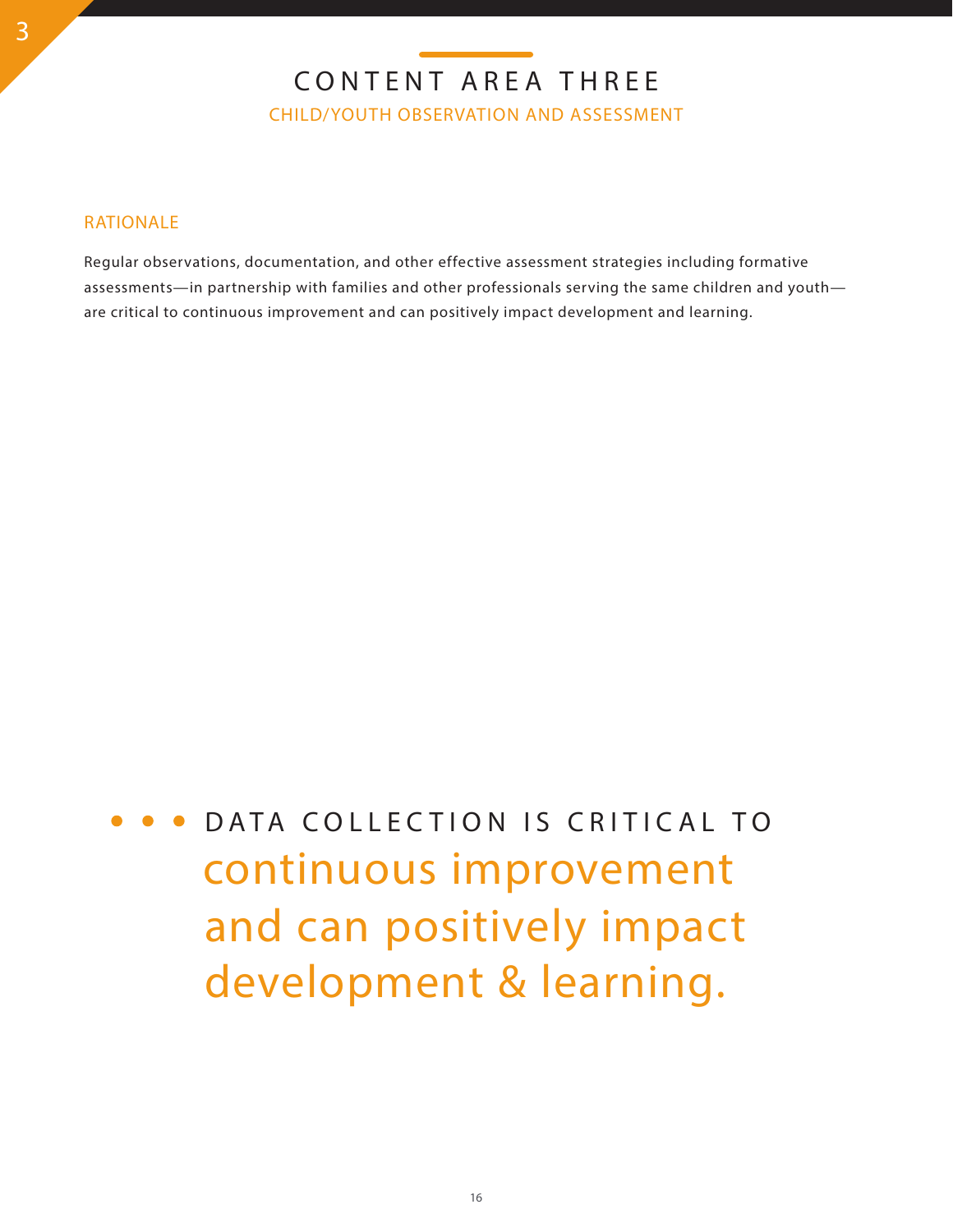# CONTENT AREA THREE

## CHILD/YOUTH OBSERVATION AND ASSESSMENT

### RATIONALE

Regular observations, documentation, and other effective assessment strategies including formative assessments—in partnership with families and other professionals serving the same children and youth—are critical to continuous improvement and can positively impact development and learning.

• • • DATA COLLECTION IS CRITICAL TO continuous improvement and can positively impact development & learning.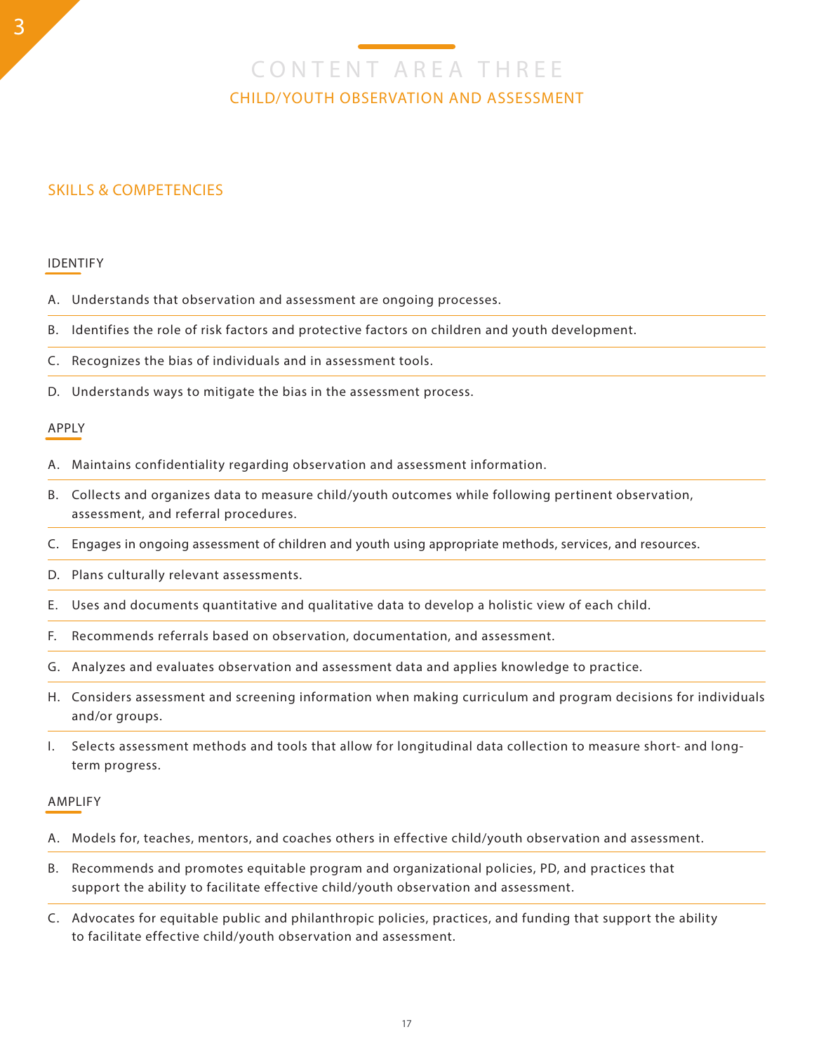# CONTENT AREA THREE

## CHILD/YOUTH OBSERVATION AND ASSESSMENT

### SKILLS & COMPETENCIES

#### IDENTIFY

A. Understands that observation and assessment are ongoing processes.

B. Identifies the role of risk factors and protective factors on children and youth development.

C. Recognizes the bias of individuals and in assessment tools.

D. Understands ways to mitigate the bias in the assessment process.

#### APPLY

A. Maintains confidentiality regarding observation and assessment information.

B. Collects and organizes data to measure child/youth outcomes while following pertinent observation, assessment, and referral procedures.

C. Engages in ongoing assessment of children and youth using appropriate methods, services, and resources.

D. Plans culturally relevant assessments.

E. Uses and documents quantitative and qualitative data to develop a holistic view of each child.

F. Recommends referrals based on observation, documentation, and assessment.

G. Analyzes and evaluates observation and assessment data and applies knowledge to practice.

H. Considers assessment and screening information when making curriculum and program decisions for individuals and/or groups.

I. Selects assessment methods and tools that allow for longitudinal data collection to measure short- and long-term progress.

#### AMPLIFY

A. Models for, teaches, mentors, and coaches others in effective child/youth observation and assessment.

B. Recommends and promotes equitable program and organizational policies, PD, and practices that support the ability to facilitate effective child/youth observation and assessment.

C. Advocates for equitable public and philanthropic policies, practices, and funding that support the ability to facilitate effective child/youth observation and assessment.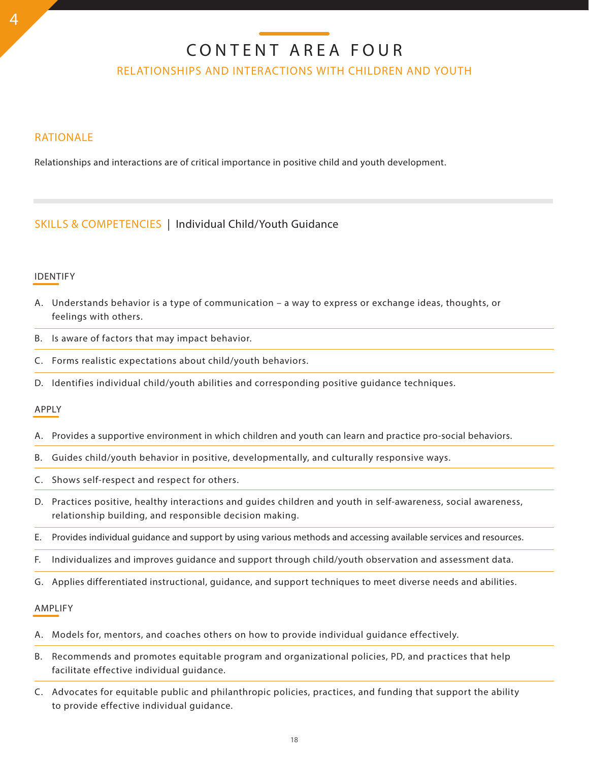# CONTENT AREA FOUR

## RELATIONSHIPS AND INTERACTIONS WITH CHILDREN AND YOUTH

### RATIONALE

Relationships and interactions are of critical importance in positive child and youth development.

### SKILLS & COMPETENCIES | Individual Child/Youth Guidance

#### IDENTIFY

A. Understands behavior is a type of communication – a way to express or exchange ideas, thoughts, or feelings with others.

B. Is aware of factors that may impact behavior.

C. Forms realistic expectations about child/youth behaviors.

D. Identifies individual child/youth abilities and corresponding positive guidance techniques.

#### APPLY

A. Provides a supportive environment in which children and youth can learn and practice pro-social behaviors.

B. Guides child/youth behavior in positive, developmentally, and culturally responsive ways.

C. Shows self-respect and respect for others.

D. Practices positive, healthy interactions and guides children and youth in self-awareness, social awareness, relationship building, and responsible decision making.

E. Provides individual guidance and support by using various methods and accessing available services and resources.

F. Individualizes and improves guidance and support through child/youth observation and assessment data.

G. Applies differentiated instructional, guidance, and support techniques to meet diverse needs and abilities.

#### AMPLIFY

A. Models for, mentors, and coaches others on how to provide individual guidance effectively.

B. Recommends and promotes equitable program and organizational policies, PD, and practices that help facilitate effective individual guidance.

C. Advocates for equitable public and philanthropic policies, practices, and funding that support the ability to provide effective individual guidance.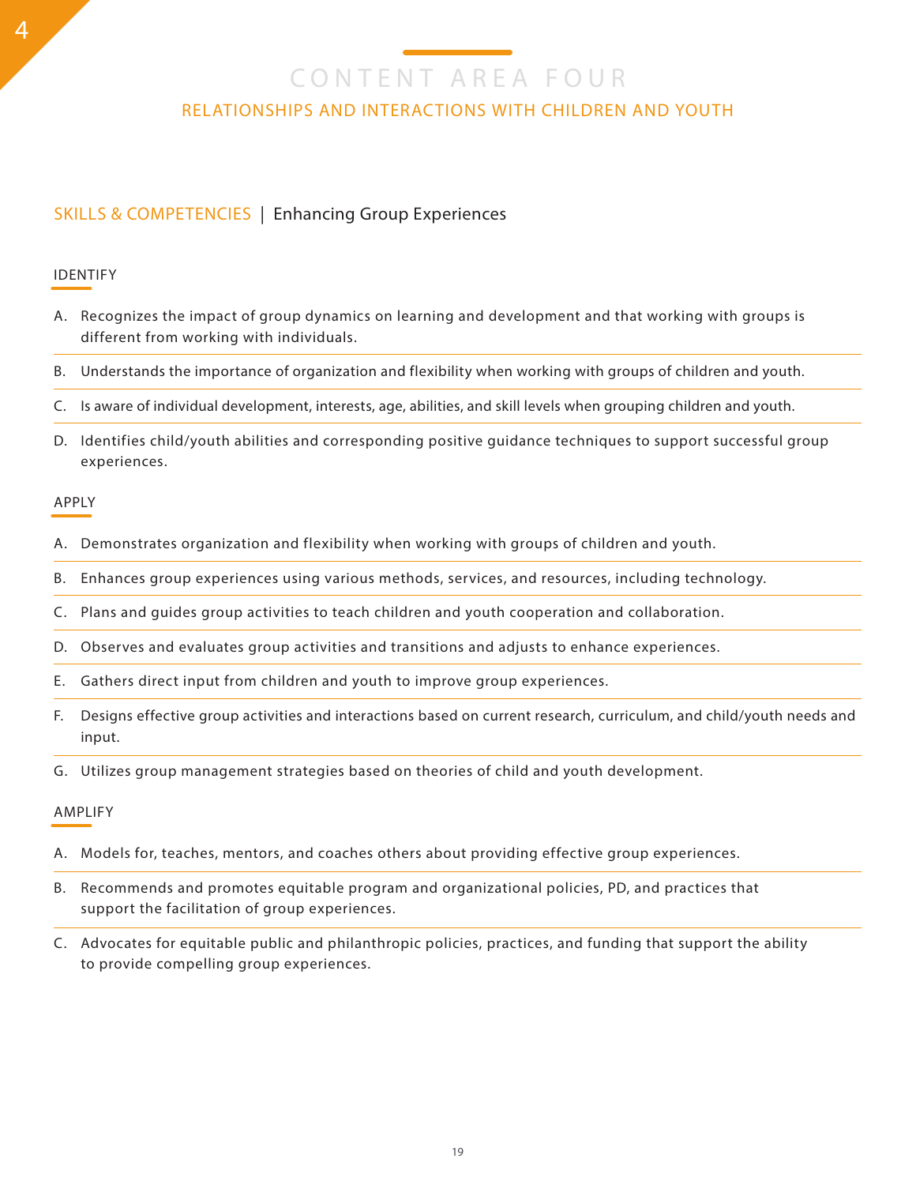# CONTENT AREA FOUR

## RELATIONSHIPS AND INTERACTIONS WITH CHILDREN AND YOUTH

### SKILLS & COMPETENCIES | Enhancing Group Experiences

#### IDENTIFY

A. Recognizes the impact of group dynamics on learning and development and that working with groups is different from working with individuals.

B. Understands the importance of organization and flexibility when working with groups of children and youth.

C. Is aware of individual development, interests, age, abilities, and skill levels when grouping children and youth.

D. Identifies child/youth abilities and corresponding positive guidance techniques to support successful group experiences.

#### APPLY

A. Demonstrates organization and flexibility when working with groups of children and youth.

B. Enhances group experiences using various methods, services, and resources, including technology.

C. Plans and guides group activities to teach children and youth cooperation and collaboration.

D. Observes and evaluates group activities and transitions and adjusts to enhance experiences.

E. Gathers direct input from children and youth to improve group experiences.

F. Designs effective group activities and interactions based on current research, curriculum, and child/youth needs and input.

G. Utilizes group management strategies based on theories of child and youth development.

#### AMPLIFY

A. Models for, teaches, mentors, and coaches others about providing effective group experiences.

B. Recommends and promotes equitable program and organizational policies, PD, and practices that support the facilitation of group experiences.

C. Advocates for equitable public and philanthropic policies, practices, and funding that support the ability to provide compelling group experiences.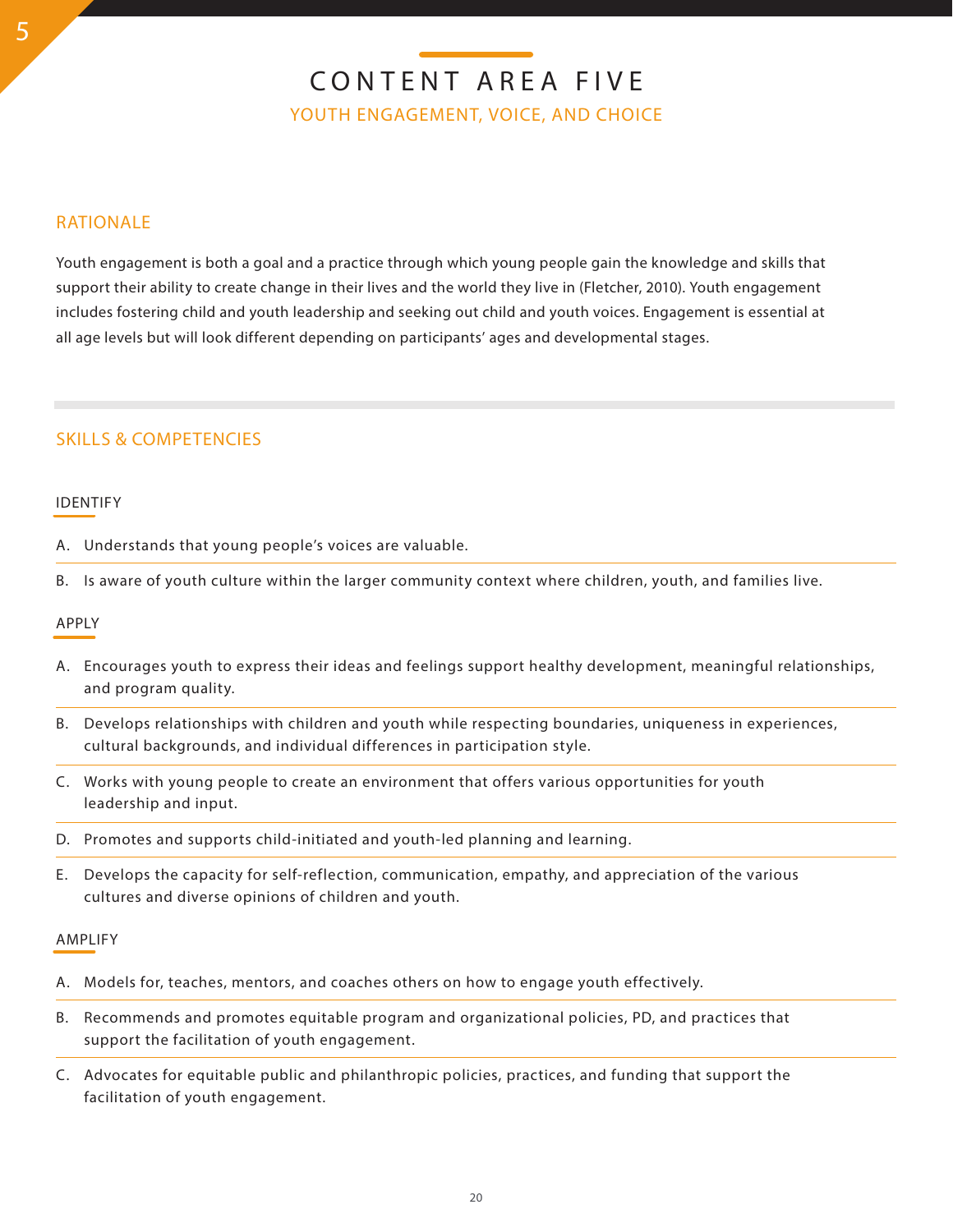# CONTENT AREA FIVE

## YOUTH ENGAGEMENT, VOICE, AND CHOICE

### RATIONALE

Youth engagement is both a goal and a practice through which young people gain the knowledge and skills that support their ability to create change in their lives and the world they live in (Fletcher, 2010). Youth engagement includes fostering child and youth leadership and seeking out child and youth voices. Engagement is essential at all age levels but will look different depending on participants' ages and developmental stages.

### SKILLS & COMPETENCIES

#### IDENTIFY

A. Understands that young people's voices are valuable.

B. Is aware of youth culture within the larger community context where children, youth, and families live.

#### APPLY

A. Encourages youth to express their ideas and feelings support healthy development, meaningful relationships, and program quality.

B. Develops relationships with children and youth while respecting boundaries, uniqueness in experiences, cultural backgrounds, and individual differences in participation style.

C. Works with young people to create an environment that offers various opportunities for youth leadership and input.

D. Promotes and supports child-initiated and youth-led planning and learning.

E. Develops the capacity for self-reflection, communication, empathy, and appreciation of the various cultures and diverse opinions of children and youth.

#### AMPLIFY

A. Models for, teaches, mentors, and coaches others on how to engage youth effectively.

B. Recommends and promotes equitable program and organizational policies, PD, and practices that support the facilitation of youth engagement.

C. Advocates for equitable public and philanthropic policies, practices, and funding that support the facilitation of youth engagement.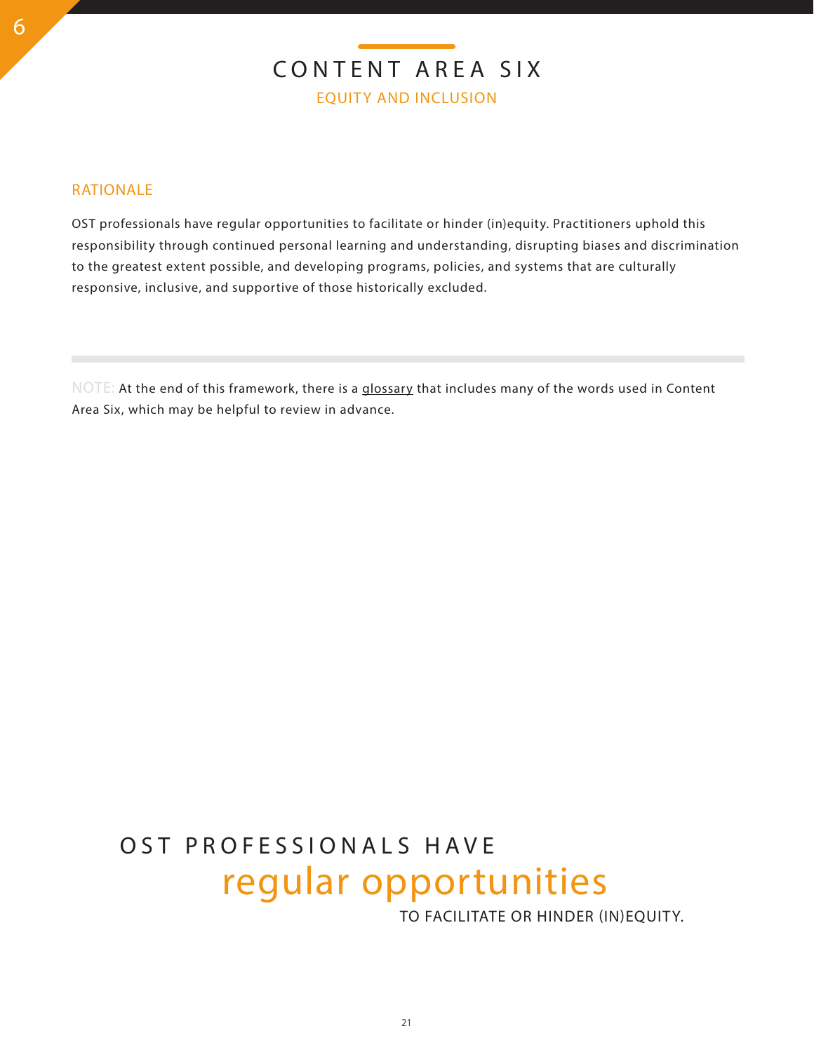# CONTENT AREA SIX

## EQUITY AND INCLUSION

### RATIONALE

OST professionals have regular opportunities to facilitate or hinder (in)equity. Practitioners uphold this responsibility through continued personal learning and understanding, disrupting biases and discrimination to the greatest extent possible, and developing programs, policies, and systems that are culturally responsive, inclusive, and supportive of those historically excluded.

---

NOTE: At the end of this framework, there is a glossary that includes many of the words used in Content Area Six, which may be helpful to review in advance.

OST PROFESSIONALS HAVE **regular opportunities** TO FACILITATE OR HINDER (IN)EQUITY.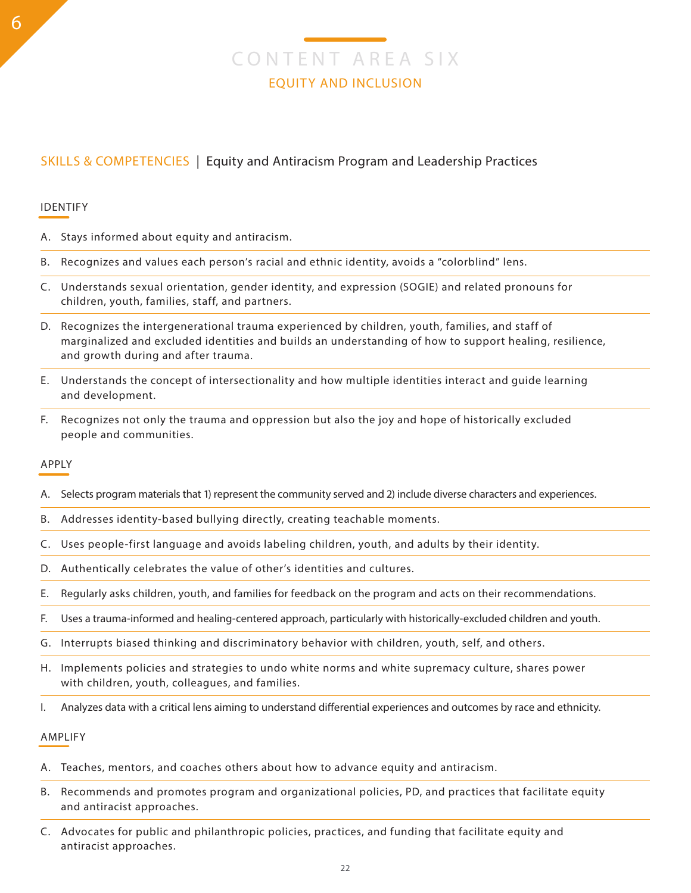# CONTENT AREA SIX

## EQUITY AND INCLUSION

### SKILLS & COMPETENCIES | Equity and Antiracism Program and Leadership Practices

#### IDENTIFY

A. Stays informed about equity and antiracism.

B. Recognizes and values each person's racial and ethnic identity, avoids a "colorblind" lens.

C. Understands sexual orientation, gender identity, and expression (SOGIE) and related pronouns for children, youth, families, staff, and partners.

D. Recognizes the intergenerational trauma experienced by children, youth, families, and staff of marginalized and excluded identities and builds an understanding of how to support healing, resilience, and growth during and after trauma.

E. Understands the concept of intersectionality and how multiple identities interact and guide learning and development.

F. Recognizes not only the trauma and oppression but also the joy and hope of historically excluded people and communities.

#### APPLY

A. Selects program materials that 1) represent the community served and 2) include diverse characters and experiences.

B. Addresses identity-based bullying directly, creating teachable moments.

C. Uses people-first language and avoids labeling children, youth, and adults by their identity.

D. Authentically celebrates the value of other's identities and cultures.

E. Regularly asks children, youth, and families for feedback on the program and acts on their recommendations.

F. Uses a trauma-informed and healing-centered approach, particularly with historically-excluded children and youth.

G. Interrupts biased thinking and discriminatory behavior with children, youth, self, and others.

H. Implements policies and strategies to undo white norms and white supremacy culture, shares power with children, youth, colleagues, and families.

I. Analyzes data with a critical lens aiming to understand differential experiences and outcomes by race and ethnicity.

#### AMPLIFY

A. Teaches, mentors, and coaches others about how to advance equity and antiracism.

B. Recommends and promotes program and organizational policies, PD, and practices that facilitate equity and antiracist approaches.

C. Advocates for public and philanthropic policies, practices, and funding that facilitate equity and antiracist approaches.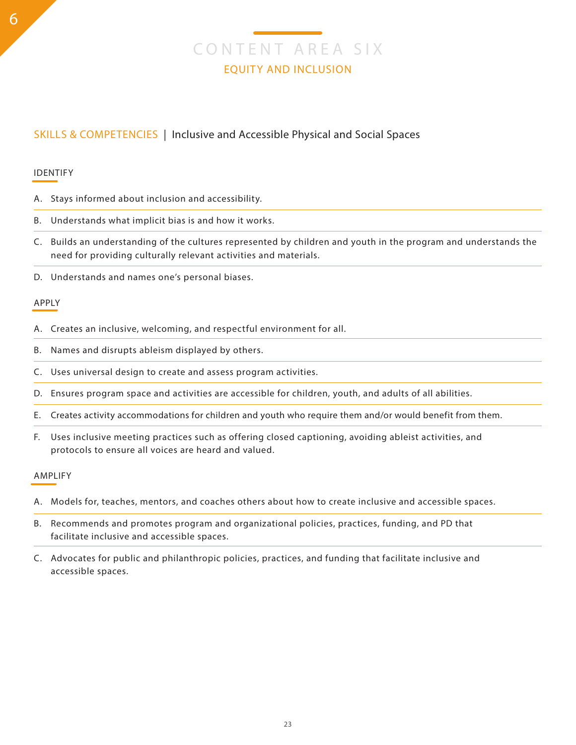# CONTENT AREA SIX

## EQUITY AND INCLUSION

### SKILLS & COMPETENCIES | Inclusive and Accessible Physical and Social Spaces

#### IDENTIFY

A. Stays informed about inclusion and accessibility.

B. Understands what implicit bias is and how it works.

C. Builds an understanding of the cultures represented by children and youth in the program and understands the need for providing culturally relevant activities and materials.

D. Understands and names one's personal biases.

#### APPLY

A. Creates an inclusive, welcoming, and respectful environment for all.

B. Names and disrupts ableism displayed by others.

C. Uses universal design to create and assess program activities.

D. Ensures program space and activities are accessible for children, youth, and adults of all abilities.

E. Creates activity accommodations for children and youth who require them and/or would benefit from them.

F. Uses inclusive meeting practices such as offering closed captioning, avoiding ableist activities, and protocols to ensure all voices are heard and valued.

#### AMPLIFY

A. Models for, teaches, mentors, and coaches others about how to create inclusive and accessible spaces.

B. Recommends and promotes program and organizational policies, practices, funding, and PD that facilitate inclusive and accessible spaces.

C. Advocates for public and philanthropic policies, practices, and funding that facilitate inclusive and accessible spaces.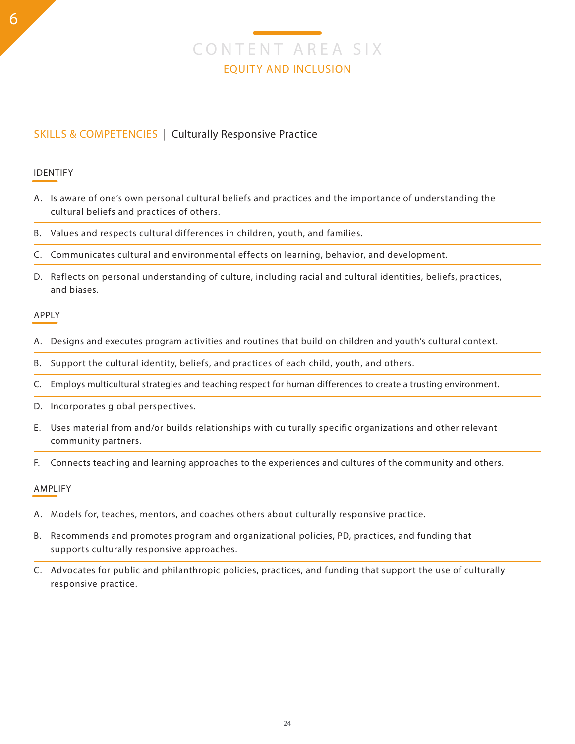# CONTENT AREA SIX

## EQUITY AND INCLUSION

### SKILLS & COMPETENCIES | Culturally Responsive Practice

#### IDENTIFY

A. Is aware of one's own personal cultural beliefs and practices and the importance of understanding the cultural beliefs and practices of others.

B. Values and respects cultural differences in children, youth, and families.

C. Communicates cultural and environmental effects on learning, behavior, and development.

D. Reflects on personal understanding of culture, including racial and cultural identities, beliefs, practices, and biases.

#### APPLY

A. Designs and executes program activities and routines that build on children and youth's cultural context.

B. Support the cultural identity, beliefs, and practices of each child, youth, and others.

C. Employs multicultural strategies and teaching respect for human differences to create a trusting environment.

D. Incorporates global perspectives.

E. Uses material from and/or builds relationships with culturally specific organizations and other relevant community partners.

F. Connects teaching and learning approaches to the experiences and cultures of the community and others.

#### AMPLIFY

A. Models for, teaches, mentors, and coaches others about culturally responsive practice.

B. Recommends and promotes program and organizational policies, PD, practices, and funding that supports culturally responsive approaches.

C. Advocates for public and philanthropic policies, practices, and funding that support the use of culturally responsive practice.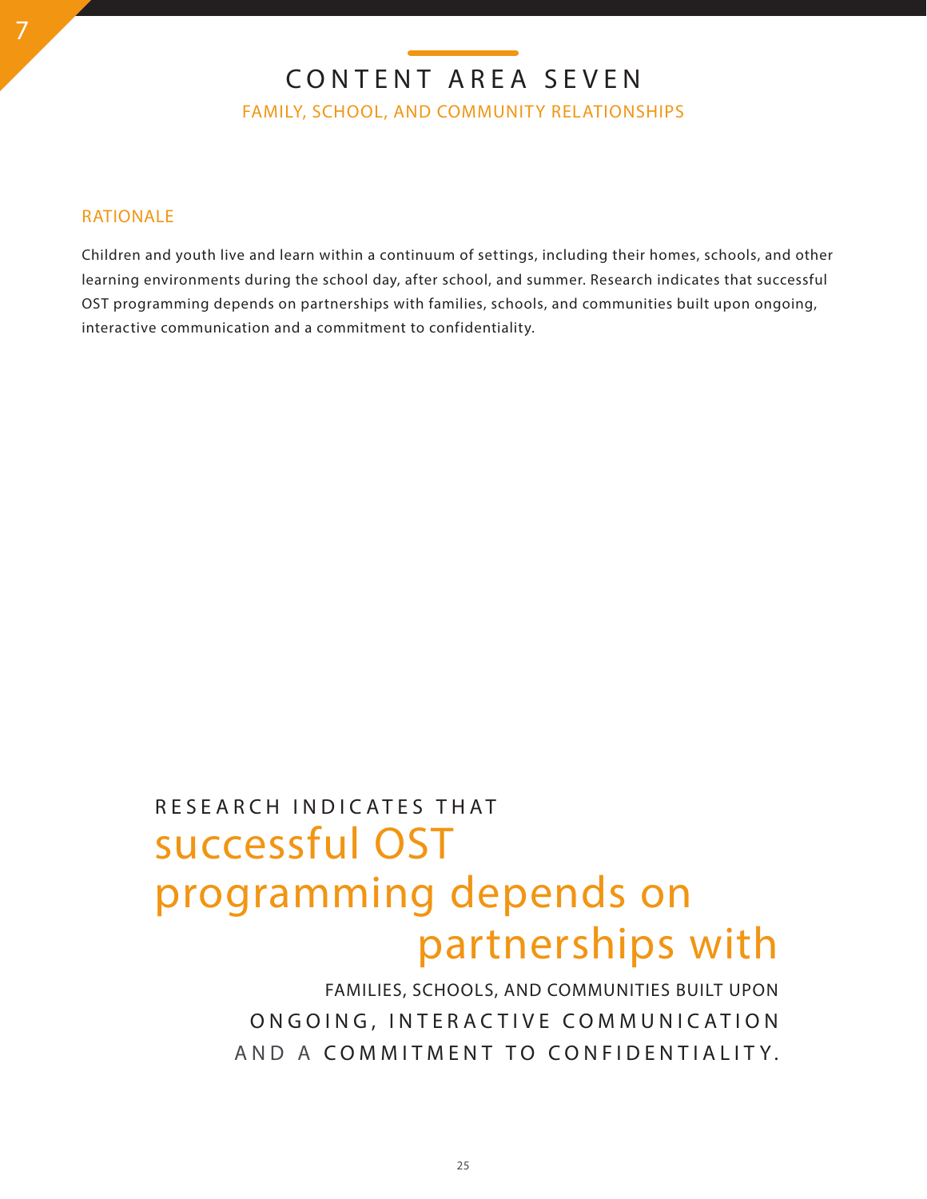# CONTENT AREA SEVEN

## FAMILY, SCHOOL, AND COMMUNITY RELATIONSHIPS

### RATIONALE

Children and youth live and learn within a continuum of settings, including their homes, schools, and other learning environments during the school day, after school, and summer. Research indicates that successful OST programming depends on partnerships with families, schools, and communities built upon ongoing, interactive communication and a commitment to confidentiality.

> RESEARCH INDICATES THAT successful OST programming depends on partnerships with FAMILIES, SCHOOLS, AND COMMUNITIES BUILT UPON ONGOING, INTERACTIVE COMMUNICATION AND A COMMITMENT TO CONFIDENTIALITY.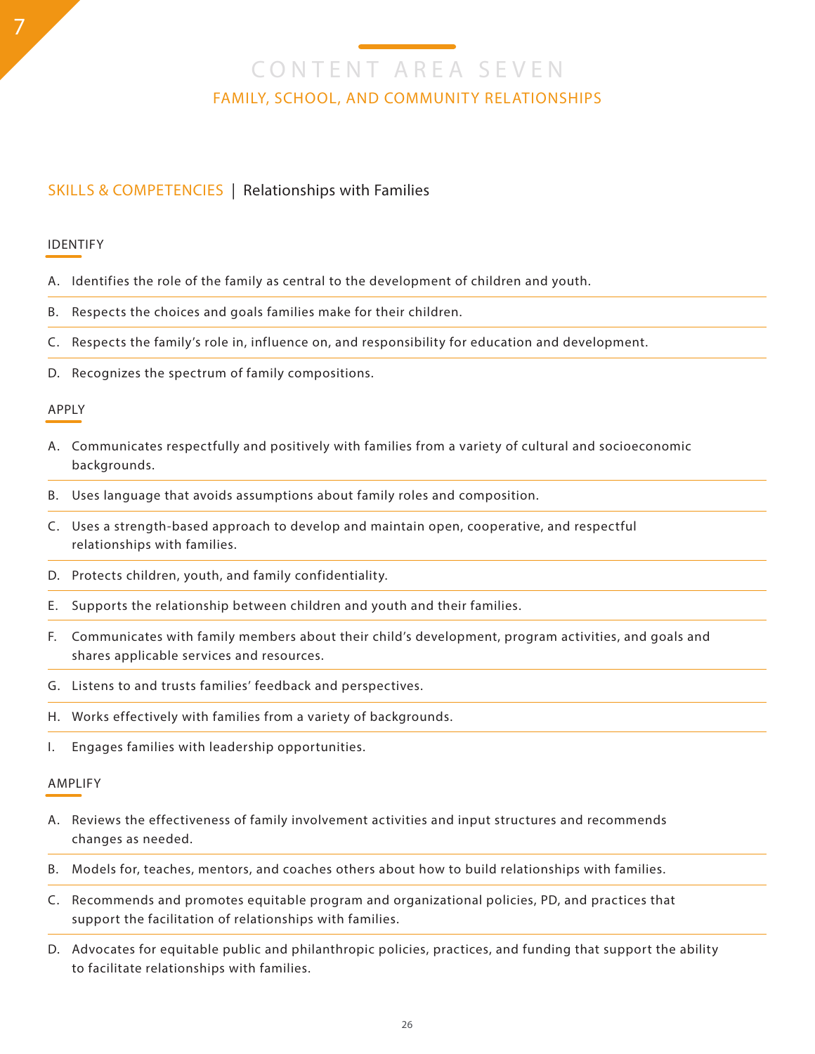# CONTENT AREA SEVEN

## FAMILY, SCHOOL, AND COMMUNITY RELATIONSHIPS

### SKILLS & COMPETENCIES | Relationships with Families

#### IDENTIFY

A. Identifies the role of the family as central to the development of children and youth.

B. Respects the choices and goals families make for their children.

C. Respects the family's role in, influence on, and responsibility for education and development.

D. Recognizes the spectrum of family compositions.

#### APPLY

A. Communicates respectfully and positively with families from a variety of cultural and socioeconomic backgrounds.

B. Uses language that avoids assumptions about family roles and composition.

C. Uses a strength-based approach to develop and maintain open, cooperative, and respectful relationships with families.

D. Protects children, youth, and family confidentiality.

E. Supports the relationship between children and youth and their families.

F. Communicates with family members about their child's development, program activities, and goals and shares applicable services and resources.

G. Listens to and trusts families' feedback and perspectives.

H. Works effectively with families from a variety of backgrounds.

I. Engages families with leadership opportunities.

#### AMPLIFY

A. Reviews the effectiveness of family involvement activities and input structures and recommends changes as needed.

B. Models for, teaches, mentors, and coaches others about how to build relationships with families.

C. Recommends and promotes equitable program and organizational policies, PD, and practices that support the facilitation of relationships with families.

D. Advocates for equitable public and philanthropic policies, practices, and funding that support the ability to facilitate relationships with families.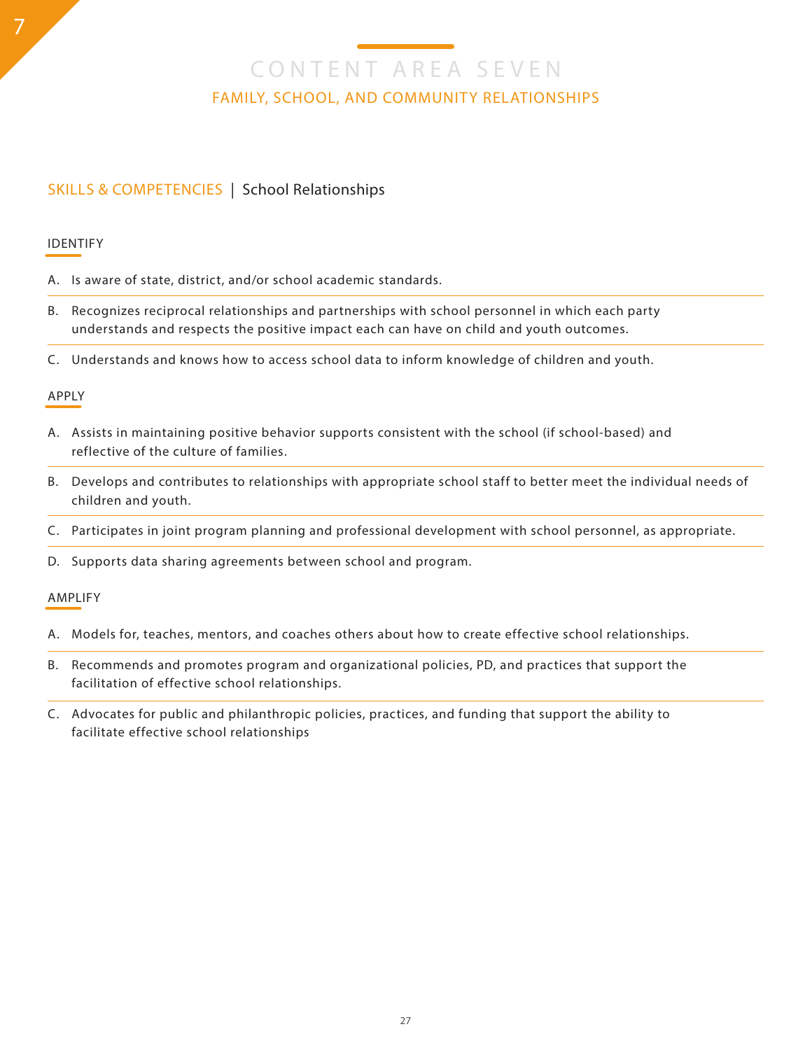# CONTENT AREA SEVEN

## FAMILY, SCHOOL, AND COMMUNITY RELATIONSHIPS

### SKILLS & COMPETENCIES | School Relationships

#### IDENTIFY

A. Is aware of state, district, and/or school academic standards.

B. Recognizes reciprocal relationships and partnerships with school personnel in which each party understands and respects the positive impact each can have on child and youth outcomes.

C. Understands and knows how to access school data to inform knowledge of children and youth.

#### APPLY

A. Assists in maintaining positive behavior supports consistent with the school (if school-based) and reflective of the culture of families.

B. Develops and contributes to relationships with appropriate school staff to better meet the individual needs of children and youth.

C. Participates in joint program planning and professional development with school personnel, as appropriate.

D. Supports data sharing agreements between school and program.

#### AMPLIFY

A. Models for, teaches, mentors, and coaches others about how to create effective school relationships.

B. Recommends and promotes program and organizational policies, PD, and practices that support the facilitation of effective school relationships.

C. Advocates for public and philanthropic policies, practices, and funding that support the ability to facilitate effective school relationships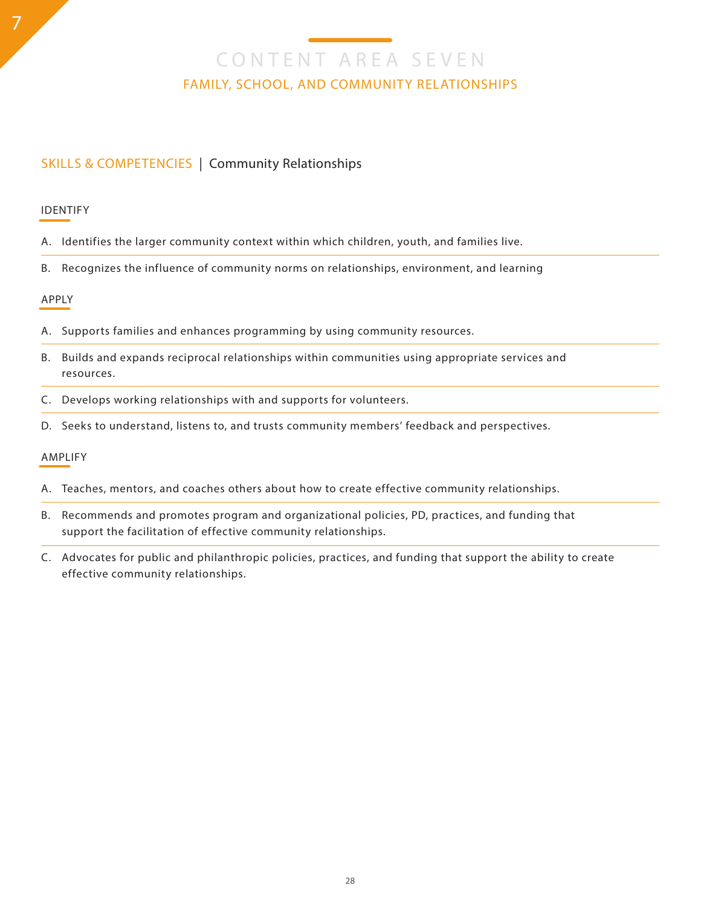# CONTENT AREA SEVEN

## FAMILY, SCHOOL, AND COMMUNITY RELATIONSHIPS

### SKILLS & COMPETENCIES | Community Relationships

#### IDENTIFY

A. Identifies the larger community context within which children, youth, and families live.

B. Recognizes the influence of community norms on relationships, environment, and learning

#### APPLY

A. Supports families and enhances programming by using community resources.

B. Builds and expands reciprocal relationships within communities using appropriate services and resources.

C. Develops working relationships with and supports for volunteers.

D. Seeks to understand, listens to, and trusts community members' feedback and perspectives.

#### AMPLIFY

A. Teaches, mentors, and coaches others about how to create effective community relationships.

B. Recommends and promotes program and organizational policies, PD, practices, and funding that support the facilitation of effective community relationships.

C. Advocates for public and philanthropic policies, practices, and funding that support the ability to create effective community relationships.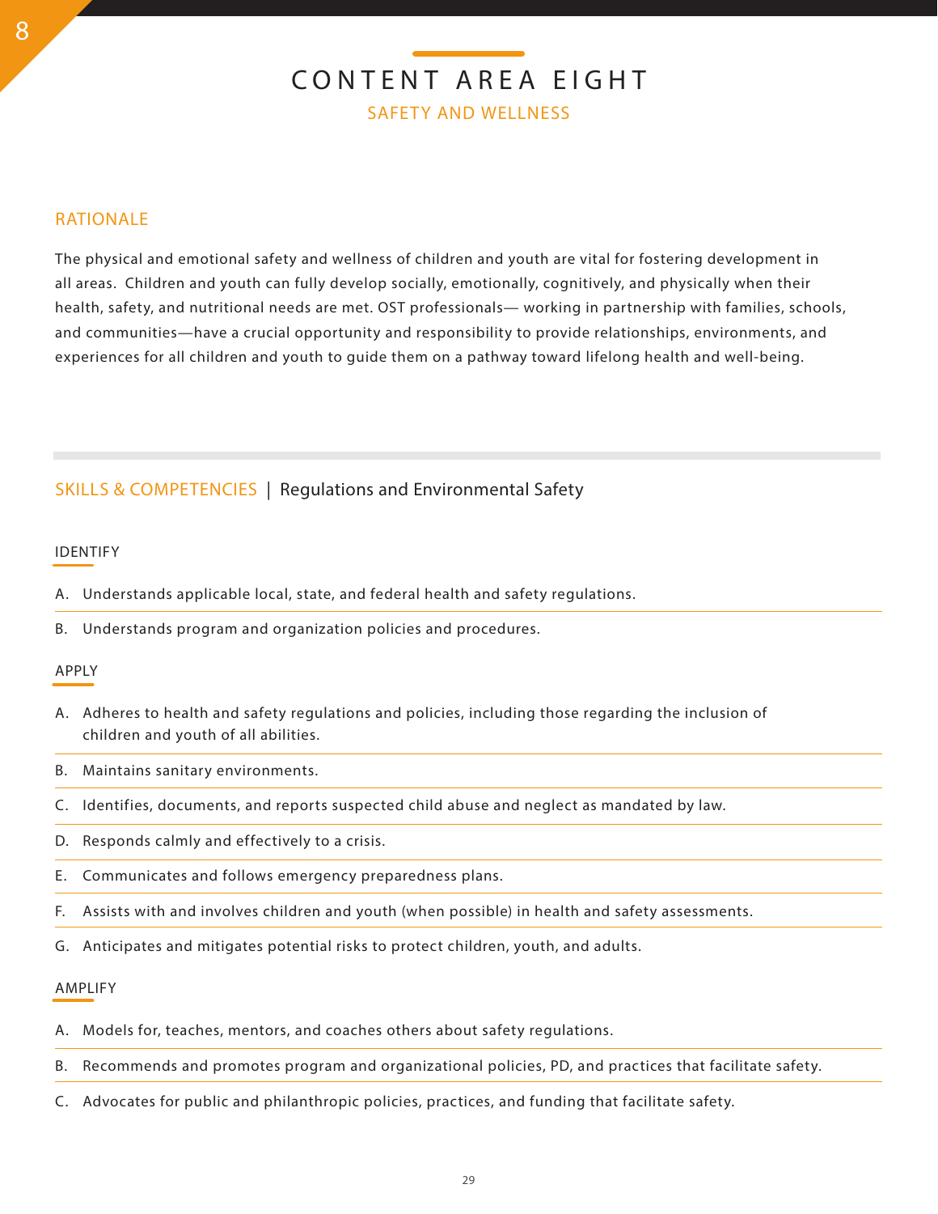# CONTENT AREA EIGHT

## SAFETY AND WELLNESS

### RATIONALE

The physical and emotional safety and wellness of children and youth are vital for fostering development in all areas. Children and youth can fully develop socially, emotionally, cognitively, and physically when their health, safety, and nutritional needs are met. OST professionals— working in partnership with families, schools, and communities—have a crucial opportunity and responsibility to provide relationships, environments, and experiences for all children and youth to guide them on a pathway toward lifelong health and well-being.

### SKILLS & COMPETENCIES | Regulations and Environmental Safety

#### IDENTIFY

A. Understands applicable local, state, and federal health and safety regulations.

B. Understands program and organization policies and procedures.

#### APPLY

A. Adheres to health and safety regulations and policies, including those regarding the inclusion of children and youth of all abilities.

B. Maintains sanitary environments.

C. Identifies, documents, and reports suspected child abuse and neglect as mandated by law.

D. Responds calmly and effectively to a crisis.

E. Communicates and follows emergency preparedness plans.

F. Assists with and involves children and youth (when possible) in health and safety assessments.

G. Anticipates and mitigates potential risks to protect children, youth, and adults.

#### AMPLIFY

A. Models for, teaches, mentors, and coaches others about safety regulations.

B. Recommends and promotes program and organizational policies, PD, and practices that facilitate safety.

C. Advocates for public and philanthropic policies, practices, and funding that facilitate safety.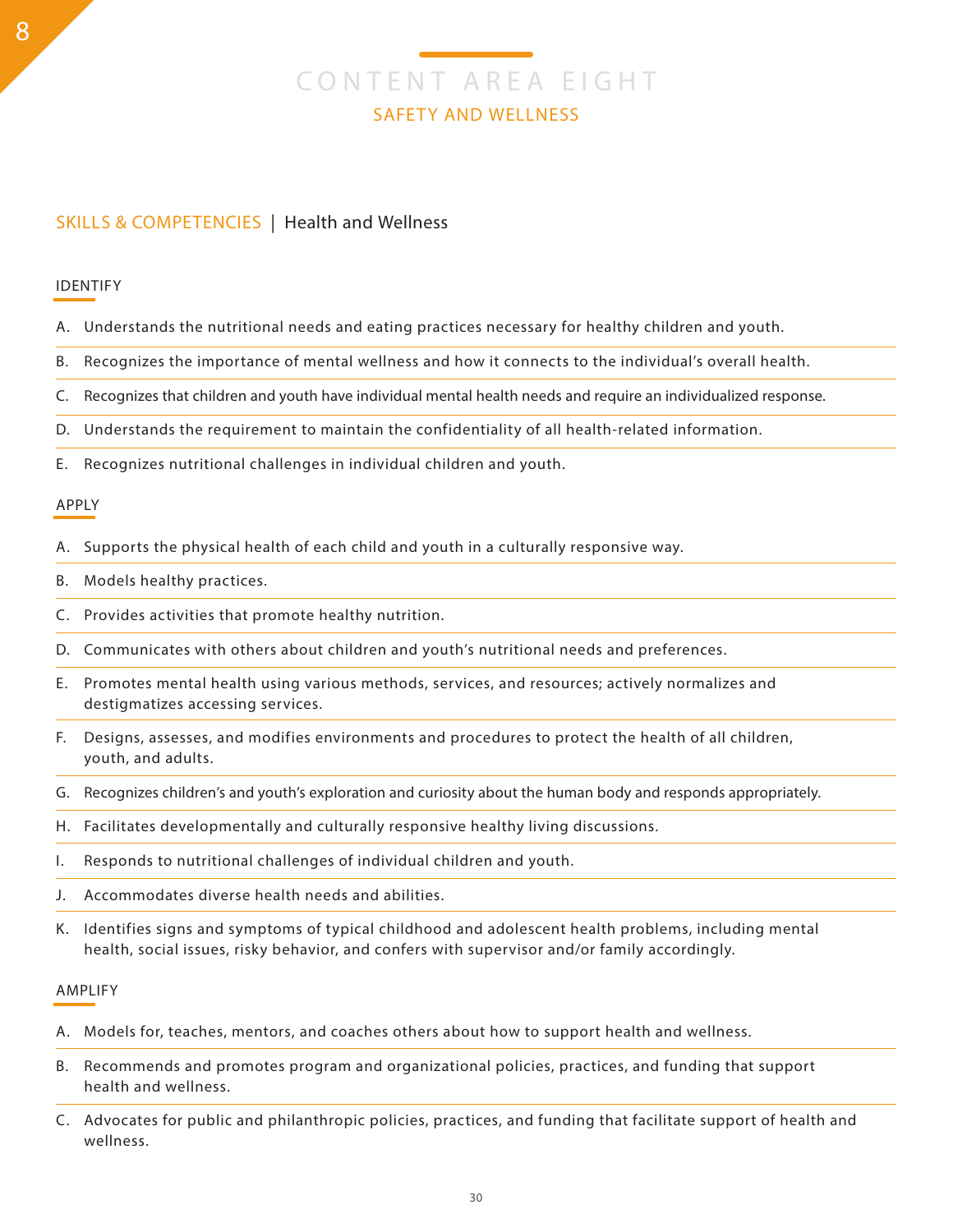# CONTENT AREA EIGHT

## SAFETY AND WELLNESS

### SKILLS & COMPETENCIES | Health and Wellness

#### IDENTIFY

A. Understands the nutritional needs and eating practices necessary for healthy children and youth.

B. Recognizes the importance of mental wellness and how it connects to the individual's overall health.

C. Recognizes that children and youth have individual mental health needs and require an individualized response.

D. Understands the requirement to maintain the confidentiality of all health-related information.

E. Recognizes nutritional challenges in individual children and youth.

#### APPLY

A. Supports the physical health of each child and youth in a culturally responsive way.

B. Models healthy practices.

C. Provides activities that promote healthy nutrition.

D. Communicates with others about children and youth's nutritional needs and preferences.

E. Promotes mental health using various methods, services, and resources; actively normalizes and destigmatizes accessing services.

F. Designs, assesses, and modifies environments and procedures to protect the health of all children, youth, and adults.

G. Recognizes children's and youth's exploration and curiosity about the human body and responds appropriately.

H. Facilitates developmentally and culturally responsive healthy living discussions.

I. Responds to nutritional challenges of individual children and youth.

J. Accommodates diverse health needs and abilities.

K. Identifies signs and symptoms of typical childhood and adolescent health problems, including mental health, social issues, risky behavior, and confers with supervisor and/or family accordingly.

#### AMPLIFY

A. Models for, teaches, mentors, and coaches others about how to support health and wellness.

B. Recommends and promotes program and organizational policies, practices, and funding that support health and wellness.

C. Advocates for public and philanthropic policies, practices, and funding that facilitate support of health and wellness.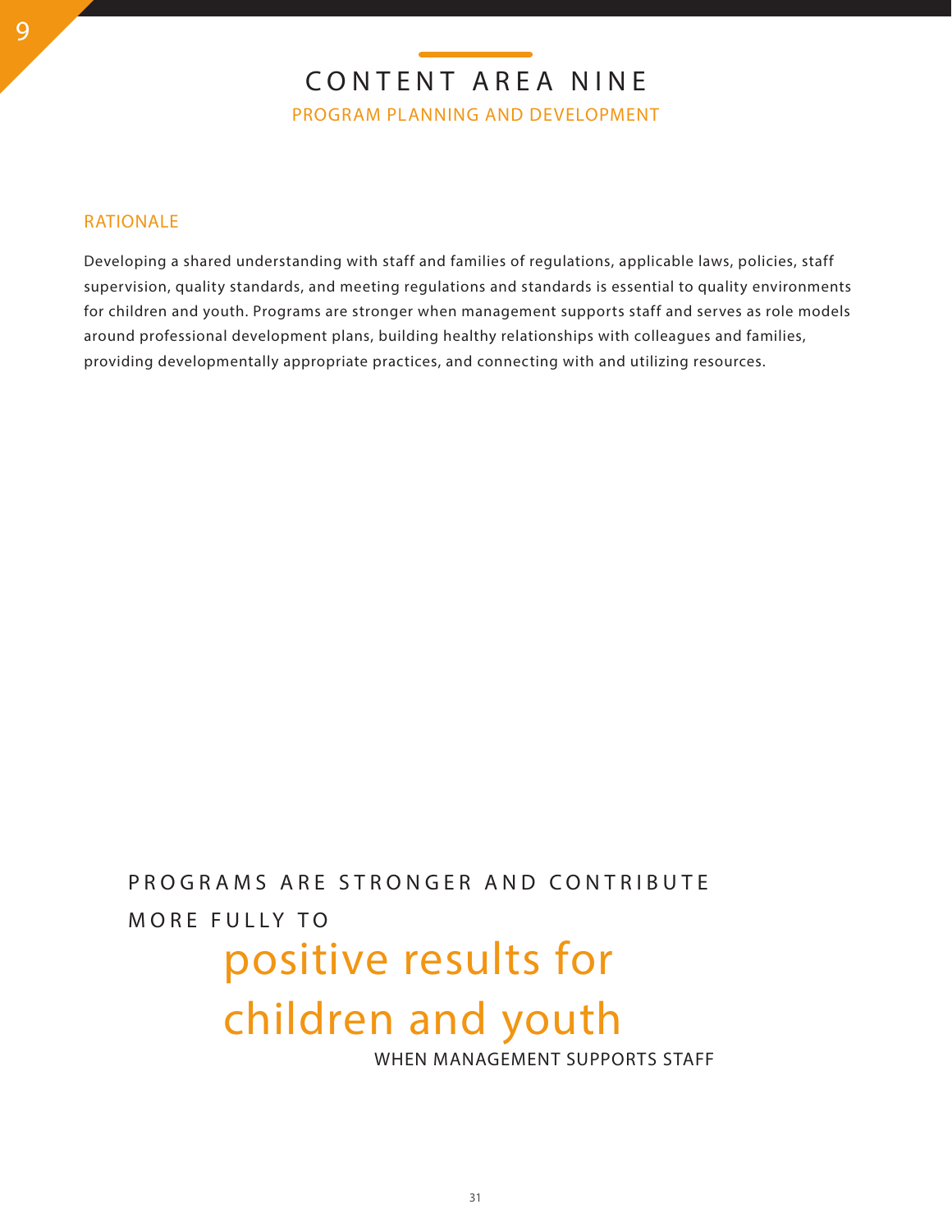# CONTENT AREA NINE

## PROGRAM PLANNING AND DEVELOPMENT

### RATIONALE

Developing a shared understanding with staff and families of regulations, applicable laws, policies, staff supervision, quality standards, and meeting regulations and standards is essential to quality environments for children and youth. Programs are stronger when management supports staff and serves as role models around professional development plans, building healthy relationships with colleagues and families, providing developmentally appropriate practices, and connecting with and utilizing resources.

PROGRAMS ARE STRONGER AND CONTRIBUTE MORE FULLY TO

**positive results for children and youth**

WHEN MANAGEMENT SUPPORTS STAFF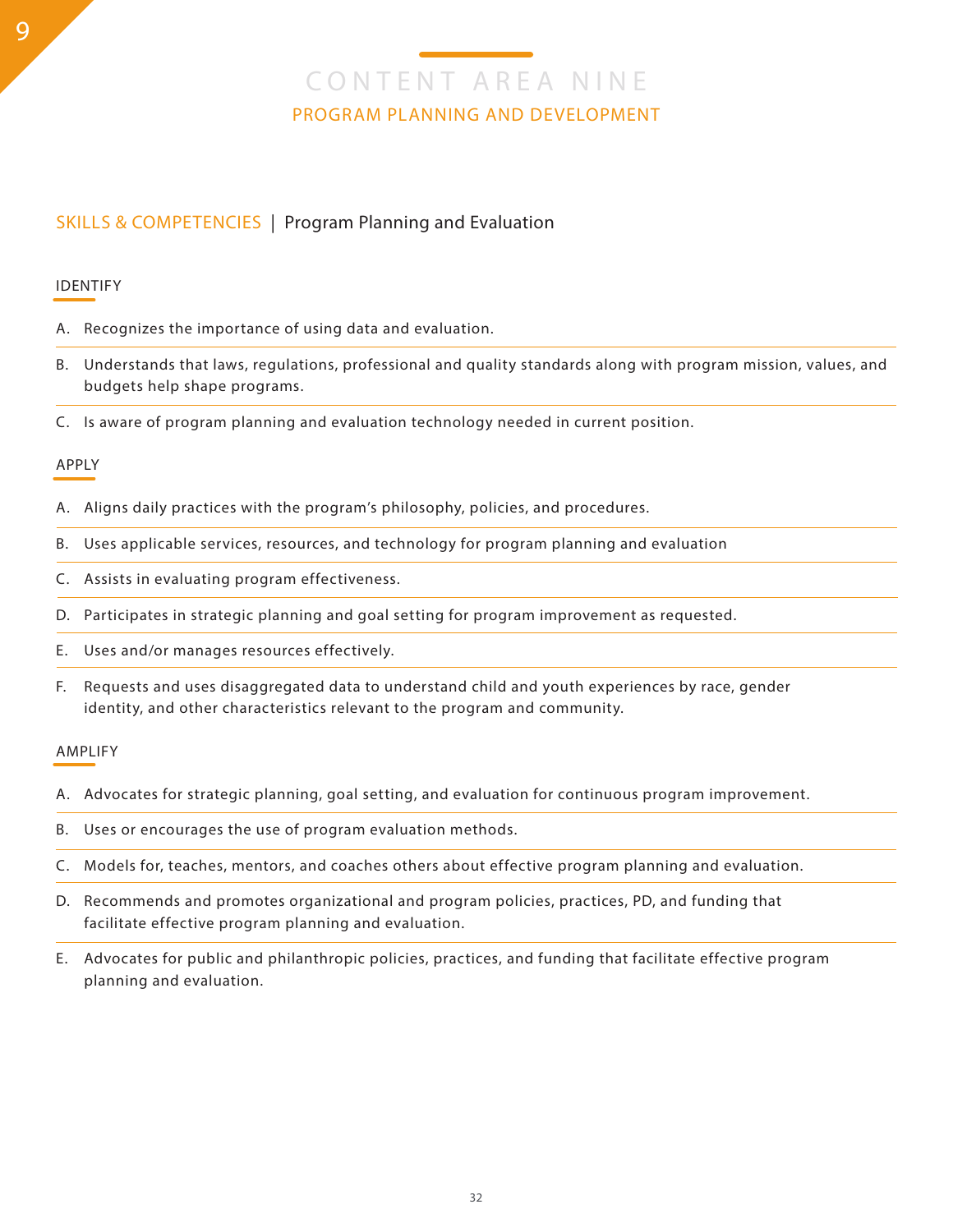# CONTENT AREA NINE

## PROGRAM PLANNING AND DEVELOPMENT

### SKILLS & COMPETENCIES | Program Planning and Evaluation

#### IDENTIFY

A. Recognizes the importance of using data and evaluation.

B. Understands that laws, regulations, professional and quality standards along with program mission, values, and budgets help shape programs.

C. Is aware of program planning and evaluation technology needed in current position.

#### APPLY

A. Aligns daily practices with the program's philosophy, policies, and procedures.

B. Uses applicable services, resources, and technology for program planning and evaluation

C. Assists in evaluating program effectiveness.

D. Participates in strategic planning and goal setting for program improvement as requested.

E. Uses and/or manages resources effectively.

F. Requests and uses disaggregated data to understand child and youth experiences by race, gender identity, and other characteristics relevant to the program and community.

#### AMPLIFY

A. Advocates for strategic planning, goal setting, and evaluation for continuous program improvement.

B. Uses or encourages the use of program evaluation methods.

C. Models for, teaches, mentors, and coaches others about effective program planning and evaluation.

D. Recommends and promotes organizational and program policies, practices, PD, and funding that facilitate effective program planning and evaluation.

E. Advocates for public and philanthropic policies, practices, and funding that facilitate effective program planning and evaluation.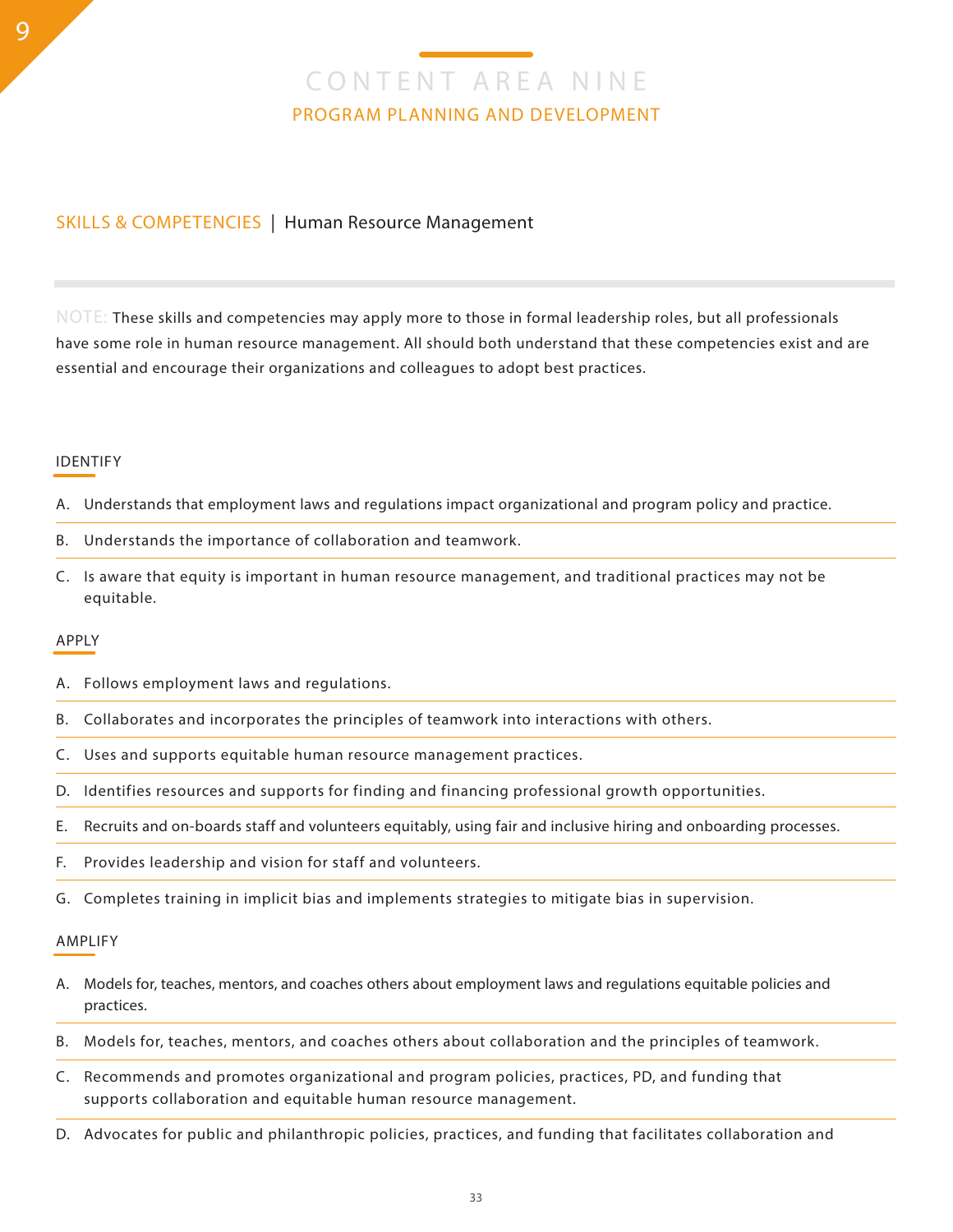# CONTENT AREA NINE

## PROGRAM PLANNING AND DEVELOPMENT

### SKILLS & COMPETENCIES | Human Resource Management

NOTE: These skills and competencies may apply more to those in formal leadership roles, but all professionals have some role in human resource management. All should both understand that these competencies exist and are essential and encourage their organizations and colleagues to adopt best practices.

#### IDENTIFY

A. Understands that employment laws and regulations impact organizational and program policy and practice.

B. Understands the importance of collaboration and teamwork.

C. Is aware that equity is important in human resource management, and traditional practices may not be equitable.

#### APPLY

A. Follows employment laws and regulations.

B. Collaborates and incorporates the principles of teamwork into interactions with others.

C. Uses and supports equitable human resource management practices.

D. Identifies resources and supports for finding and financing professional growth opportunities.

E. Recruits and on-boards staff and volunteers equitably, using fair and inclusive hiring and onboarding processes.

F. Provides leadership and vision for staff and volunteers.

G. Completes training in implicit bias and implements strategies to mitigate bias in supervision.

#### AMPLIFY

A. Models for, teaches, mentors, and coaches others about employment laws and regulations equitable policies and practices.

B. Models for, teaches, mentors, and coaches others about collaboration and the principles of teamwork.

C. Recommends and promotes organizational and program policies, practices, PD, and funding that supports collaboration and equitable human resource management.

D. Advocates for public and philanthropic policies, practices, and funding that facilitates collaboration and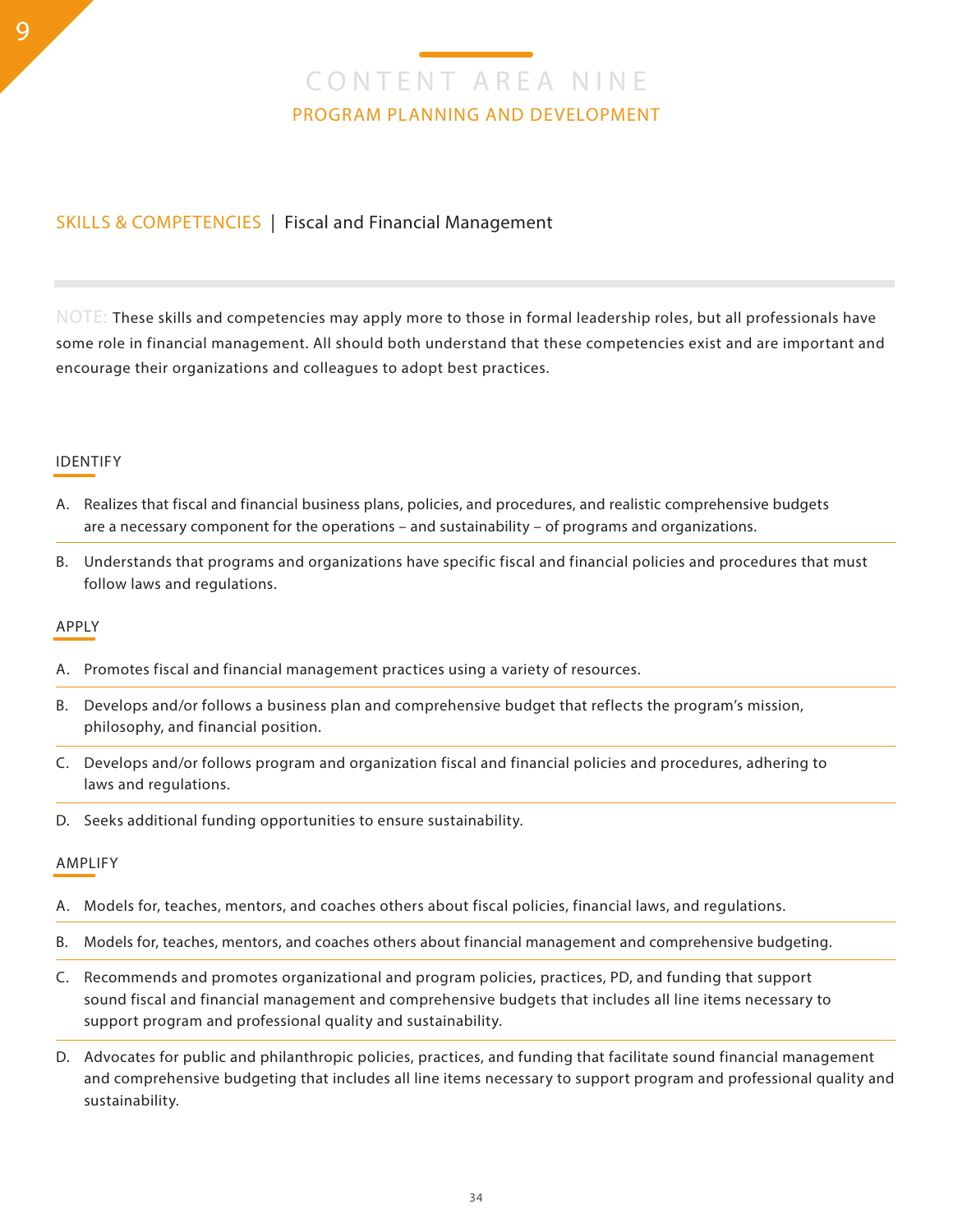# CONTENT AREA NINE

## PROGRAM PLANNING AND DEVELOPMENT

### SKILLS & COMPETENCIES | Fiscal and Financial Management

NOTE: These skills and competencies may apply more to those in formal leadership roles, but all professionals have some role in financial management. All should both understand that these competencies exist and are important and encourage their organizations and colleagues to adopt best practices.

#### IDENTIFY

A. Realizes that fiscal and financial business plans, policies, and procedures, and realistic comprehensive budgets are a necessary component for the operations – and sustainability – of programs and organizations.

B. Understands that programs and organizations have specific fiscal and financial policies and procedures that must follow laws and regulations.

#### APPLY

A. Promotes fiscal and financial management practices using a variety of resources.

B. Develops and/or follows a business plan and comprehensive budget that reflects the program's mission, philosophy, and financial position.

C. Develops and/or follows program and organization fiscal and financial policies and procedures, adhering to laws and regulations.

D. Seeks additional funding opportunities to ensure sustainability.

#### AMPLIFY

A. Models for, teaches, mentors, and coaches others about fiscal policies, financial laws, and regulations.

B. Models for, teaches, mentors, and coaches others about financial management and comprehensive budgeting.

C. Recommends and promotes organizational and program policies, practices, PD, and funding that support sound fiscal and financial management and comprehensive budgets that includes all line items necessary to support program and professional quality and sustainability.

D. Advocates for public and philanthropic policies, practices, and funding that facilitate sound financial management and comprehensive budgeting that includes all line items necessary to support program and professional quality and sustainability.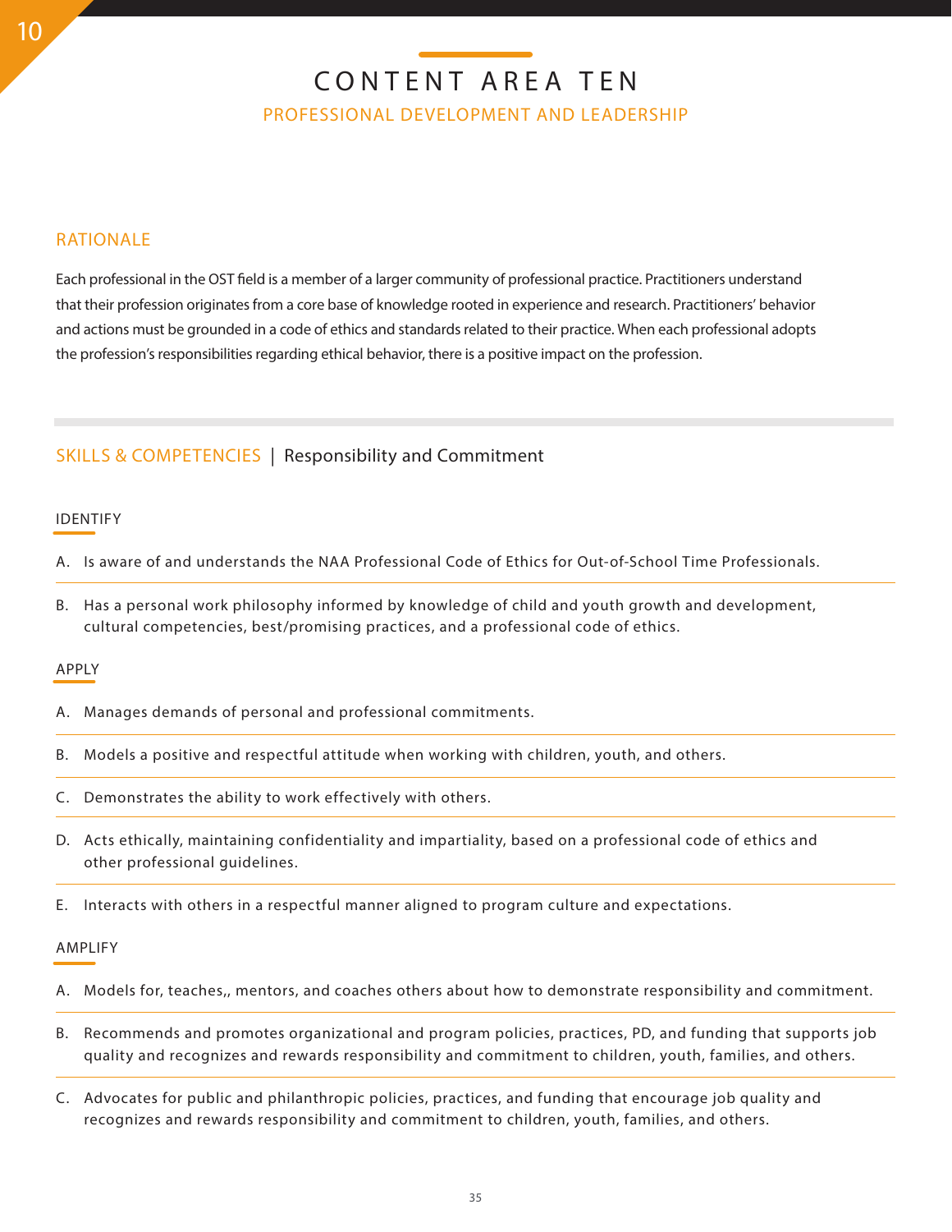# CONTENT AREA TEN

## PROFESSIONAL DEVELOPMENT AND LEADERSHIP

### RATIONALE

Each professional in the OST field is a member of a larger community of professional practice. Practitioners understand that their profession originates from a core base of knowledge rooted in experience and research. Practitioners' behavior and actions must be grounded in a code of ethics and standards related to their practice. When each professional adopts the profession's responsibilities regarding ethical behavior, there is a positive impact on the profession.

### SKILLS & COMPETENCIES | Responsibility and Commitment

#### IDENTIFY

A. Is aware of and understands the NAA Professional Code of Ethics for Out-of-School Time Professionals.

B. Has a personal work philosophy informed by knowledge of child and youth growth and development, cultural competencies, best/promising practices, and a professional code of ethics.

#### APPLY

A. Manages demands of personal and professional commitments.

B. Models a positive and respectful attitude when working with children, youth, and others.

C. Demonstrates the ability to work effectively with others.

D. Acts ethically, maintaining confidentiality and impartiality, based on a professional code of ethics and other professional guidelines.

E. Interacts with others in a respectful manner aligned to program culture and expectations.

#### AMPLIFY

A. Models for, teaches,, mentors, and coaches others about how to demonstrate responsibility and commitment.

B. Recommends and promotes organizational and program policies, practices, PD, and funding that supports job quality and recognizes and rewards responsibility and commitment to children, youth, families, and others.

C. Advocates for public and philanthropic policies, practices, and funding that encourage job quality and recognizes and rewards responsibility and commitment to children, youth, families, and others.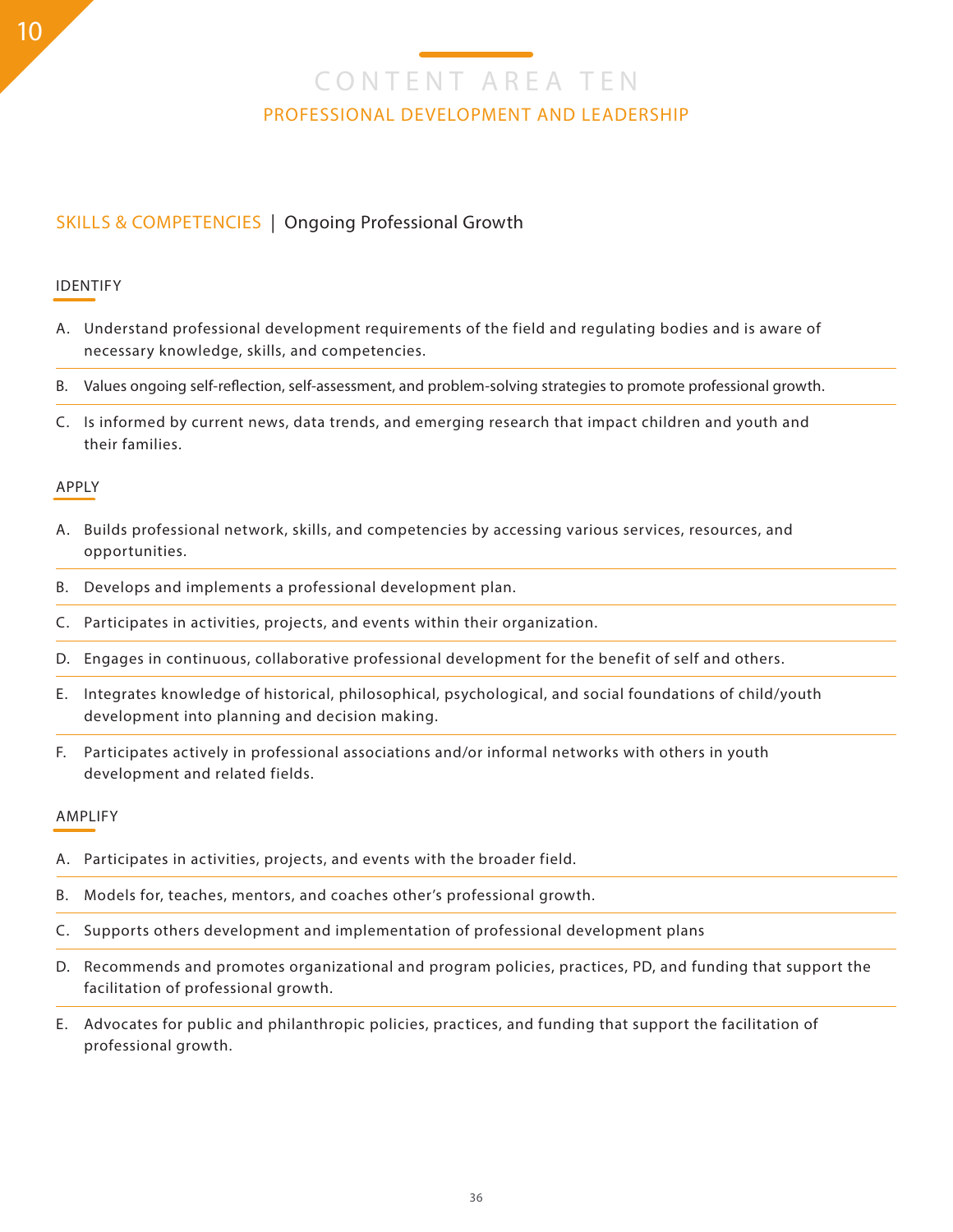# CONTENT AREA TEN

## PROFESSIONAL DEVELOPMENT AND LEADERSHIP

### SKILLS & COMPETENCIES | Ongoing Professional Growth

#### IDENTIFY

A. Understand professional development requirements of the field and regulating bodies and is aware of necessary knowledge, skills, and competencies.

B. Values ongoing self-reflection, self-assessment, and problem-solving strategies to promote professional growth.

C. Is informed by current news, data trends, and emerging research that impact children and youth and their families.

#### APPLY

A. Builds professional network, skills, and competencies by accessing various services, resources, and opportunities.

B. Develops and implements a professional development plan.

C. Participates in activities, projects, and events within their organization.

D. Engages in continuous, collaborative professional development for the benefit of self and others.

E. Integrates knowledge of historical, philosophical, psychological, and social foundations of child/youth development into planning and decision making.

F. Participates actively in professional associations and/or informal networks with others in youth development and related fields.

#### AMPLIFY

A. Participates in activities, projects, and events with the broader field.

B. Models for, teaches, mentors, and coaches other's professional growth.

C. Supports others development and implementation of professional development plans

D. Recommends and promotes organizational and program policies, practices, PD, and funding that support the facilitation of professional growth.

E. Advocates for public and philanthropic policies, practices, and funding that support the facilitation of professional growth.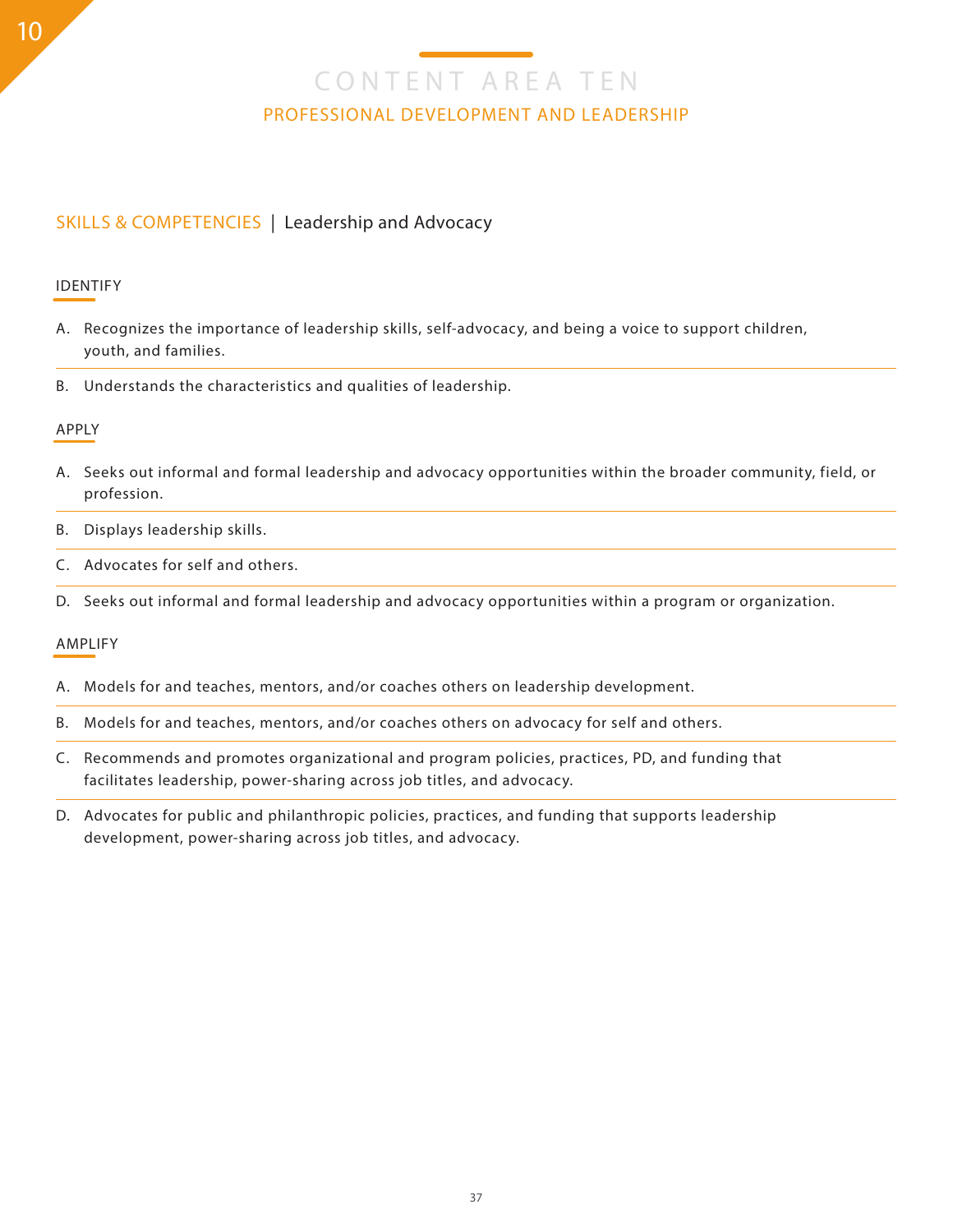# CONTENT AREA TEN

## PROFESSIONAL DEVELOPMENT AND LEADERSHIP

### SKILLS & COMPETENCIES | Leadership and Advocacy

#### IDENTIFY

A. Recognizes the importance of leadership skills, self-advocacy, and being a voice to support children, youth, and families.

B. Understands the characteristics and qualities of leadership.

#### APPLY

A. Seeks out informal and formal leadership and advocacy opportunities within the broader community, field, or profession.

B. Displays leadership skills.

C. Advocates for self and others.

D. Seeks out informal and formal leadership and advocacy opportunities within a program or organization.

#### AMPLIFY

A. Models for and teaches, mentors, and/or coaches others on leadership development.

B. Models for and teaches, mentors, and/or coaches others on advocacy for self and others.

C. Recommends and promotes organizational and program policies, practices, PD, and funding that facilitates leadership, power-sharing across job titles, and advocacy.

D. Advocates for public and philanthropic policies, practices, and funding that supports leadership development, power-sharing across job titles, and advocacy.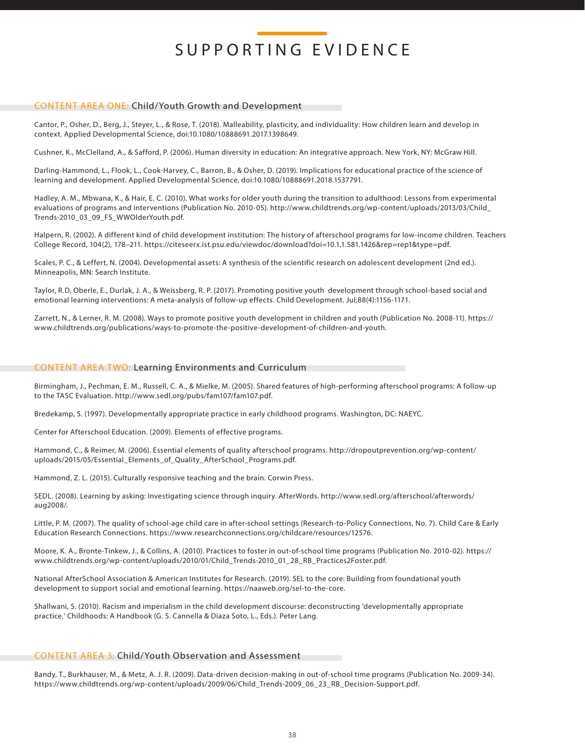# SUPPORTING EVIDENCE

## CONTENT AREA ONE: Child/Youth Growth and Development

Cantor, P., Osher, D., Berg, J., Steyer, L., & Rose, T. (2018). Malleability, plasticity, and individuality: How children learn and develop in context. Applied Developmental Science, doi:10.1080/10888691.2017.1398649.

Cushner, K., McClelland, A., & Safford, P. (2006). Human diversity in education: An integrative approach. New York, NY: McGraw Hill.

Darling-Hammond, L., Flook, L., Cook-Harvey, C., Barron, B., & Osher, D. (2019). Implications for educational practice of the science of learning and development. Applied Developmental Science, doi:10.1080/10888691.2018.1537791.

Hadley, A. M., Mbwana, K., & Hair, E. C. (2010). What works for older youth during the transition to adulthood: Lessons from experimental evaluations of programs and interventions (Publication No. 2010-05). http://www.childtrends.org/wp-content/uploads/2013/03/Child_Trends-2010_03_09_FS_WWOlderYouth.pdf.

Halpern, R. (2002). A different kind of child development institution: The history of afterschool programs for low-income children. Teachers College Record, 104(2), 178–211. https://citeseerx.ist.psu.edu/viewdoc/download?doi=10.1.1.581.1426&rep=rep1&type=pdf.

Scales, P. C., & Leffert, N. (2004). Developmental assets: A synthesis of the scientific research on adolescent development (2nd ed.). Minneapolis, MN: Search Institute.

Taylor, R.D, Oberle, E., Durlak, J. A., & Weissberg, R. P. (2017). Promoting positive youth development through school-based social and emotional learning interventions: A meta-analysis of follow-up effects. Child Development. Jul;88(4):1156-1171.

Zarrett, N., & Lerner, R. M. (2008). Ways to promote positive youth development in children and youth (Publication No. 2008-11). https://www.childtrends.org/publications/ways-to-promote-the-positive-development-of-children-and-youth.

## CONTENT AREA TWO: Learning Environments and Curriculum

Birmingham, J., Pechman, E. M., Russell, C. A., & Mielke, M. (2005). Shared features of high-performing afterschool programs: A follow-up to the TASC Evaluation. http://www.sedl.org/pubs/fam107/fam107.pdf.

Bredekamp, S. (1997). Developmentally appropriate practice in early childhood programs. Washington, DC: NAEYC.

Center for Afterschool Education. (2009). Elements of effective programs.

Hammond, C., & Reimer, M. (2006). Essential elements of quality afterschool programs. http://dropoutprevention.org/wp-content/uploads/2015/05/Essential_Elements_of_Quality_AfterSchool_Programs.pdf.

Hammond, Z. L. (2015). Culturally responsive teaching and the brain. Corwin Press.

SEDL. (2008). Learning by asking: Investigating science through inquiry. AfterWords. http://www.sedl.org/afterschool/afterwords/aug2008/.

Little, P. M. (2007). The quality of school-age child care in after-school settings (Research-to-Policy Connections, No. 7). Child Care & Early Education Research Connections. https://www.researchconnections.org/childcare/resources/12576.

Moore, K. A., Bronte-Tinkew, J., & Collins, A. (2010). Practices to foster in out-of-school time programs (Publication No. 2010-02). https://www.childtrends.org/wp-content/uploads/2010/01/Child_Trends-2010_01_28_RB_Practices2Foster.pdf.

National AfterSchool Association & American Institutes for Research. (2019). SEL to the core: Building from foundational youth development to support social and emotional learning. https://naaweb.org/sel-to-the-core.

Shallwani, S. (2010). Racism and imperialism in the child development discourse: deconstructing 'developmentally appropriate practice.' Childhoods: A Handbook (G. S. Cannella & Diaza Soto, L., Eds.). Peter Lang.

## CONTENT AREA 3: Child/Youth Observation and Assessment

Bandy, T., Burkhauser, M., & Metz, A. J. R. (2009). Data-driven decision-making in out-of-school time programs (Publication No. 2009-34). https://www.childtrends.org/wp-content/uploads/2009/06/Child_Trends-2009_06_23_RB_Decision-Support.pdf.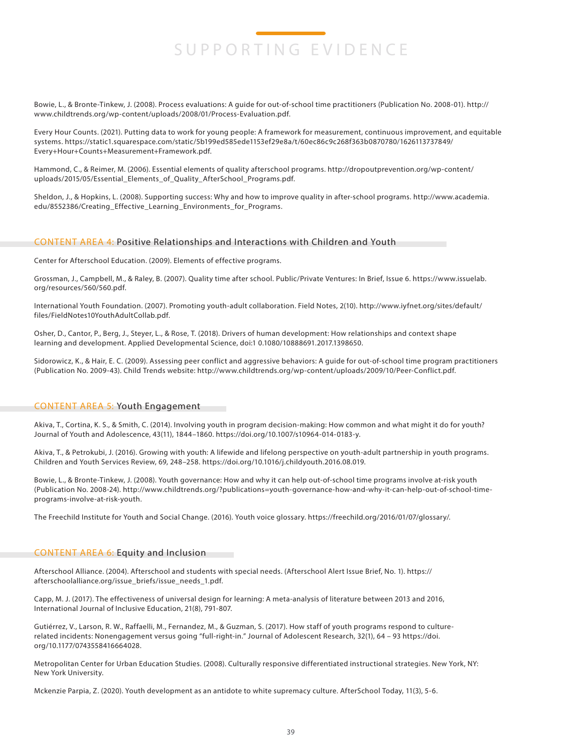# SUPPORTING EVIDENCE

Bowie, L., & Bronte-Tinkew, J. (2008). Process evaluations: A guide for out-of-school time practitioners (Publication No. 2008-01). http://www.childtrends.org/wp-content/uploads/2008/01/Process-Evaluation.pdf.

Every Hour Counts. (2021). Putting data to work for young people: A framework for measurement, continuous improvement, and equitable systems. https://static1.squarespace.com/static/5b199ed585ede1153ef29e8a/t/60ec86c9c268f363b0870780/1626113737849/Every+Hour+Counts+Measurement+Framework.pdf.

Hammond, C., & Reimer, M. (2006). Essential elements of quality afterschool programs. http://dropoutprevention.org/wp-content/uploads/2015/05/Essential_Elements_of_Quality_AfterSchool_Programs.pdf.

Sheldon, J., & Hopkins, L. (2008). Supporting success: Why and how to improve quality in after-school programs. http://www.academia.edu/8552386/Creating_Effective_Learning_Environments_for_Programs.

## CONTENT AREA 4: Positive Relationships and Interactions with Children and Youth

Center for Afterschool Education. (2009). Elements of effective programs.

Grossman, J., Campbell, M., & Raley, B. (2007). Quality time after school. Public/Private Ventures: In Brief, Issue 6. https://www.issuelab.org/resources/560/560.pdf.

International Youth Foundation. (2007). Promoting youth-adult collaboration. Field Notes, 2(10). http://www.iyfnet.org/sites/default/files/FieldNotes10YouthAdultCollab.pdf.

Osher, D., Cantor, P., Berg, J., Steyer, L., & Rose, T. (2018). Drivers of human development: How relationships and context shape learning and development. Applied Developmental Science, doi:1 0.1080/10888691.2017.1398650.

Sidorowicz, K., & Hair, E. C. (2009). Assessing peer conflict and aggressive behaviors: A guide for out-of-school time program practitioners (Publication No. 2009-43). Child Trends website: http://www.childtrends.org/wp-content/uploads/2009/10/Peer-Conflict.pdf.

## CONTENT AREA 5: Youth Engagement

Akiva, T., Cortina, K. S., & Smith, C. (2014). Involving youth in program decision-making: How common and what might it do for youth? Journal of Youth and Adolescence, 43(11), 1844–1860. https://doi.org/10.1007/s10964-014-0183-y.

Akiva, T., & Petrokubi, J. (2016). Growing with youth: A lifewide and lifelong perspective on youth-adult partnership in youth programs. Children and Youth Services Review, 69, 248–258. https://doi.org/10.1016/j.childyouth.2016.08.019.

Bowie, L., & Bronte-Tinkew, J. (2008). Youth governance: How and why it can help out-of-school time programs involve at-risk youth (Publication No. 2008-24). http://www.childtrends.org/?publications=youth-governance-how-and-why-it-can-help-out-of-school-time-programs-involve-at-risk-youth.

The Freechild Institute for Youth and Social Change. (2016). Youth voice glossary. https://freechild.org/2016/01/07/glossary/.

## CONTENT AREA 6: Equity and Inclusion

Afterschool Alliance. (2004). Afterschool and students with special needs. (Afterschool Alert Issue Brief, No. 1). https://afterschoolalliance.org/issue_briefs/issue_needs_1.pdf.

Capp, M. J. (2017). The effectiveness of universal design for learning: A meta-analysis of literature between 2013 and 2016, International Journal of Inclusive Education, 21(8), 791-807.

Gutiérrez, V., Larson, R. W., Raffaelli, M., Fernandez, M., & Guzman, S. (2017). How staff of youth programs respond to culture-related incidents: Nonengagement versus going "full-right-in." Journal of Adolescent Research, 32(1), 64 – 93 https://doi.org/10.1177/0743558416664028.

Metropolitan Center for Urban Education Studies. (2008). Culturally responsive differentiated instructional strategies. New York, NY: New York University.

Mckenzie Parpia, Z. (2020). Youth development as an antidote to white supremacy culture. AfterSchool Today, 11(3), 5-6.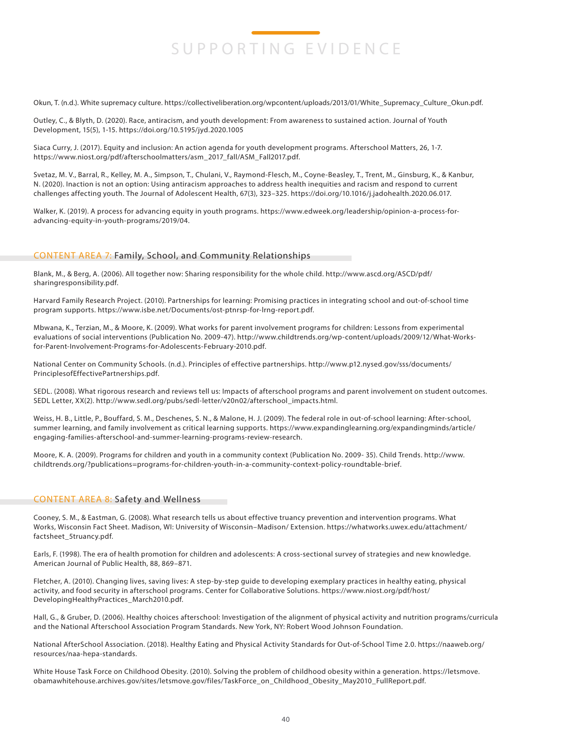# SUPPORTING EVIDENCE

Okun, T. (n.d.). White supremacy culture. https://collectiveliberation.org/wpcontent/uploads/2013/01/White_Supremacy_Culture_Okun.pdf.

Outley, C., & Blyth, D. (2020). Race, antiracism, and youth development: From awareness to sustained action. Journal of Youth Development, 15(5), 1-15. https://doi.org/10.5195/jyd.2020.1005

Siaca Curry, J. (2017). Equity and inclusion: An action agenda for youth development programs. Afterschool Matters, 26, 1-7. https://www.niost.org/pdf/afterschoolmatters/asm_2017_fall/ASM_Fall2017.pdf.

Svetaz, M. V., Barral, R., Kelley, M. A., Simpson, T., Chulani, V., Raymond-Flesch, M., Coyne-Beasley, T., Trent, M., Ginsburg, K., & Kanbur, N. (2020). Inaction is not an option: Using antiracism approaches to address health inequities and racism and respond to current challenges affecting youth. The Journal of Adolescent Health, 67(3), 323–325. https://doi.org/10.1016/j.jadohealth.2020.06.017.

Walker, K. (2019). A process for advancing equity in youth programs. https://www.edweek.org/leadership/opinion-a-process-for-advancing-equity-in-youth-programs/2019/04.

## CONTENT AREA 7: Family, School, and Community Relationships

Blank, M., & Berg, A. (2006). All together now: Sharing responsibility for the whole child. http://www.ascd.org/ASCD/pdf/sharingresponsibility.pdf.

Harvard Family Research Project. (2010). Partnerships for learning: Promising practices in integrating school and out-of-school time program supports. https://www.isbe.net/Documents/ost-ptnrsp-for-lrng-report.pdf.

Mbwana, K., Terzian, M., & Moore, K. (2009). What works for parent involvement programs for children: Lessons from experimental evaluations of social interventions (Publication No. 2009-47). http://www.childtrends.org/wp-content/uploads/2009/12/What-Works-for-Parent-Involvement-Programs-for-Adolescents-February-2010.pdf.

National Center on Community Schools. (n.d.). Principles of effective partnerships. http://www.p12.nysed.gov/sss/documents/PrinciplesofEffectivePartnerships.pdf.

SEDL. (2008). What rigorous research and reviews tell us: Impacts of afterschool programs and parent involvement on student outcomes. SEDL Letter, XX(2). http://www.sedl.org/pubs/sedl-letter/v20n02/afterschool_impacts.html.

Weiss, H. B., Little, P., Bouffard, S. M., Deschenes, S. N., & Malone, H. J. (2009). The federal role in out-of-school learning: After-school, summer learning, and family involvement as critical learning supports. https://www.expandinglearning.org/expandingminds/article/engaging-families-afterschool-and-summer-learning-programs-review-research.

Moore, K. A. (2009). Programs for children and youth in a community context (Publication No. 2009- 35). Child Trends. http://www.childtrends.org/?publications=programs-for-children-youth-in-a-community-context-policy-roundtable-brief.

## CONTENT AREA 8: Safety and Wellness

Cooney, S. M., & Eastman, G. (2008). What research tells us about effective truancy prevention and intervention programs. What Works, Wisconsin Fact Sheet. Madison, WI: University of Wisconsin–Madison/ Extension. https://whatworks.uwex.edu/attachment/factsheet_5truancy.pdf.

Earls, F. (1998). The era of health promotion for children and adolescents: A cross-sectional survey of strategies and new knowledge. American Journal of Public Health, 88, 869–871.

Fletcher, A. (2010). Changing lives, saving lives: A step-by-step guide to developing exemplary practices in healthy eating, physical activity, and food security in afterschool programs. Center for Collaborative Solutions. https://www.niost.org/pdf/host/DevelopingHealthyPractices_March2010.pdf.

Hall, G., & Gruber, D. (2006). Healthy choices afterschool: Investigation of the alignment of physical activity and nutrition programs/curricula and the National Afterschool Association Program Standards. New York, NY: Robert Wood Johnson Foundation.

National AfterSchool Association. (2018). Healthy Eating and Physical Activity Standards for Out-of-School Time 2.0. https://naaweb.org/resources/naa-hepa-standards.

White House Task Force on Childhood Obesity. (2010). Solving the problem of childhood obesity within a generation. https://letsmove.obamawhitehouse.archives.gov/sites/letsmove.gov/files/TaskForce_on_Childhood_Obesity_May2010_FullReport.pdf.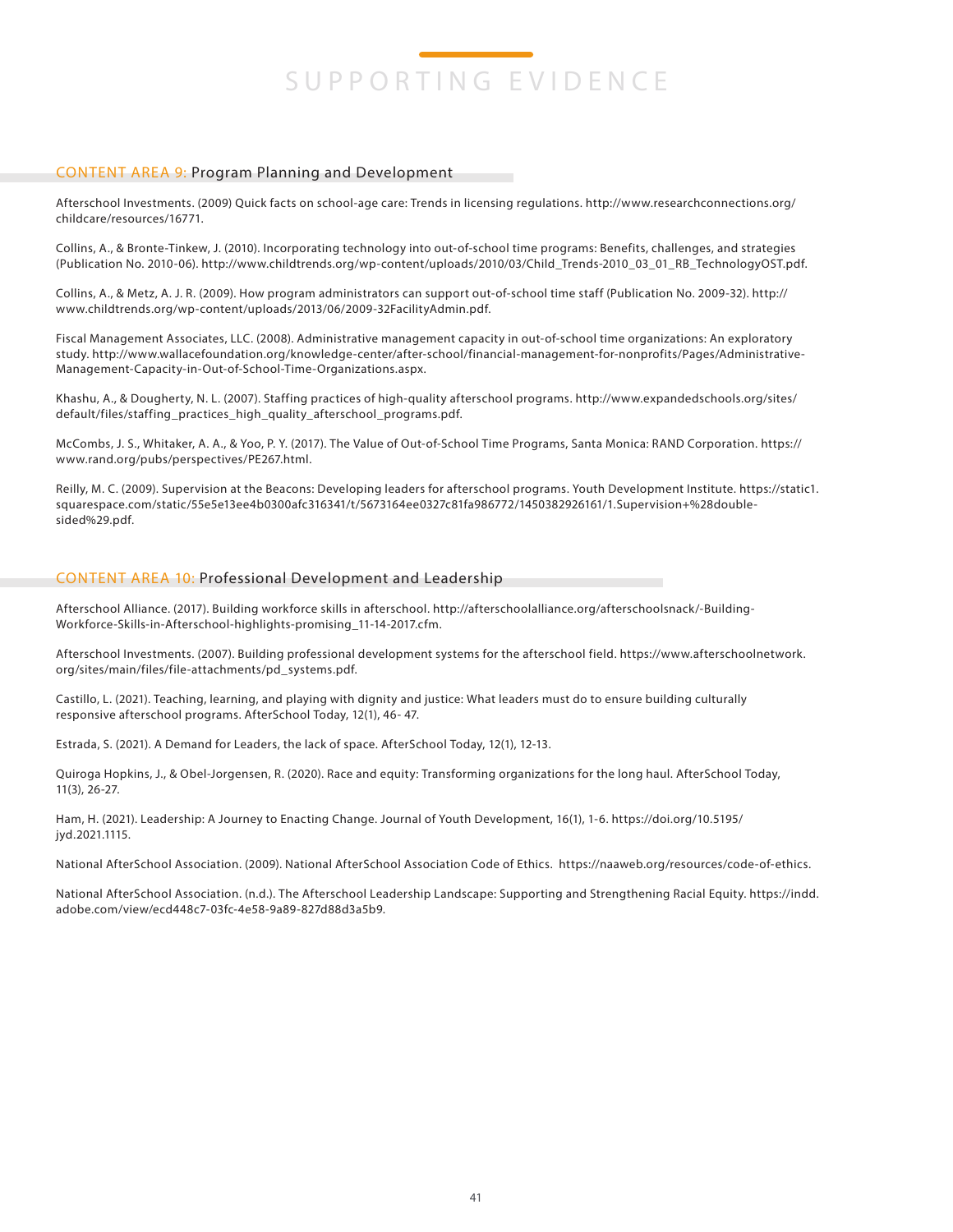# SUPPORTING EVIDENCE

## CONTENT AREA 9: Program Planning and Development

Afterschool Investments. (2009) Quick facts on school-age care: Trends in licensing regulations. http://www.researchconnections.org/childcare/resources/16771.

Collins, A., & Bronte-Tinkew, J. (2010). Incorporating technology into out-of-school time programs: Benefits, challenges, and strategies (Publication No. 2010-06). http://www.childtrends.org/wp-content/uploads/2010/03/Child_Trends-2010_03_01_RB_TechnologyOST.pdf.

Collins, A., & Metz, A. J. R. (2009). How program administrators can support out-of-school time staff (Publication No. 2009-32). http://www.childtrends.org/wp-content/uploads/2013/06/2009-32FacilityAdmin.pdf.

Fiscal Management Associates, LLC. (2008). Administrative management capacity in out-of-school time organizations: An exploratory study. http://www.wallacefoundation.org/knowledge-center/after-school/financial-management-for-nonprofits/Pages/Administrative-Management-Capacity-in-Out-of-School-Time-Organizations.aspx.

Khashu, A., & Dougherty, N. L. (2007). Staffing practices of high-quality afterschool programs. http://www.expandedschools.org/sites/default/files/staffing_practices_high_quality_afterschool_programs.pdf.

McCombs, J. S., Whitaker, A. A., & Yoo, P. Y. (2017). The Value of Out-of-School Time Programs, Santa Monica: RAND Corporation. https://www.rand.org/pubs/perspectives/PE267.html.

Reilly, M. C. (2009). Supervision at the Beacons: Developing leaders for afterschool programs. Youth Development Institute. https://static1.squarespace.com/static/55e5e13ee4b0300afc316341/t/5673164ee0327c81fa986772/1450382926161/1.Supervision+%28double-sided%29.pdf.

## CONTENT AREA 10: Professional Development and Leadership

Afterschool Alliance. (2017). Building workforce skills in afterschool. http://afterschoolalliance.org/afterschoolsnack/-Building-Workforce-Skills-in-Afterschool-highlights-promising_11-14-2017.cfm.

Afterschool Investments. (2007). Building professional development systems for the afterschool field. https://www.afterschoolnetwork.org/sites/main/files/file-attachments/pd_systems.pdf.

Castillo, L. (2021). Teaching, learning, and playing with dignity and justice: What leaders must do to ensure building culturally responsive afterschool programs. AfterSchool Today, 12(1), 46- 47.

Estrada, S. (2021). A Demand for Leaders, the lack of space. AfterSchool Today, 12(1), 12-13.

Quiroga Hopkins, J., & Obel-Jorgensen, R. (2020). Race and equity: Transforming organizations for the long haul. AfterSchool Today, 11(3), 26-27.

Ham, H. (2021). Leadership: A Journey to Enacting Change. Journal of Youth Development, 16(1), 1-6. https://doi.org/10.5195/jyd.2021.1115.

National AfterSchool Association. (2009). National AfterSchool Association Code of Ethics. https://naaweb.org/resources/code-of-ethics.

National AfterSchool Association. (n.d.). The Afterschool Leadership Landscape: Supporting and Strengthening Racial Equity. https://indd.adobe.com/view/ecd448c7-03fc-4e58-9a89-827d88d3a5b9.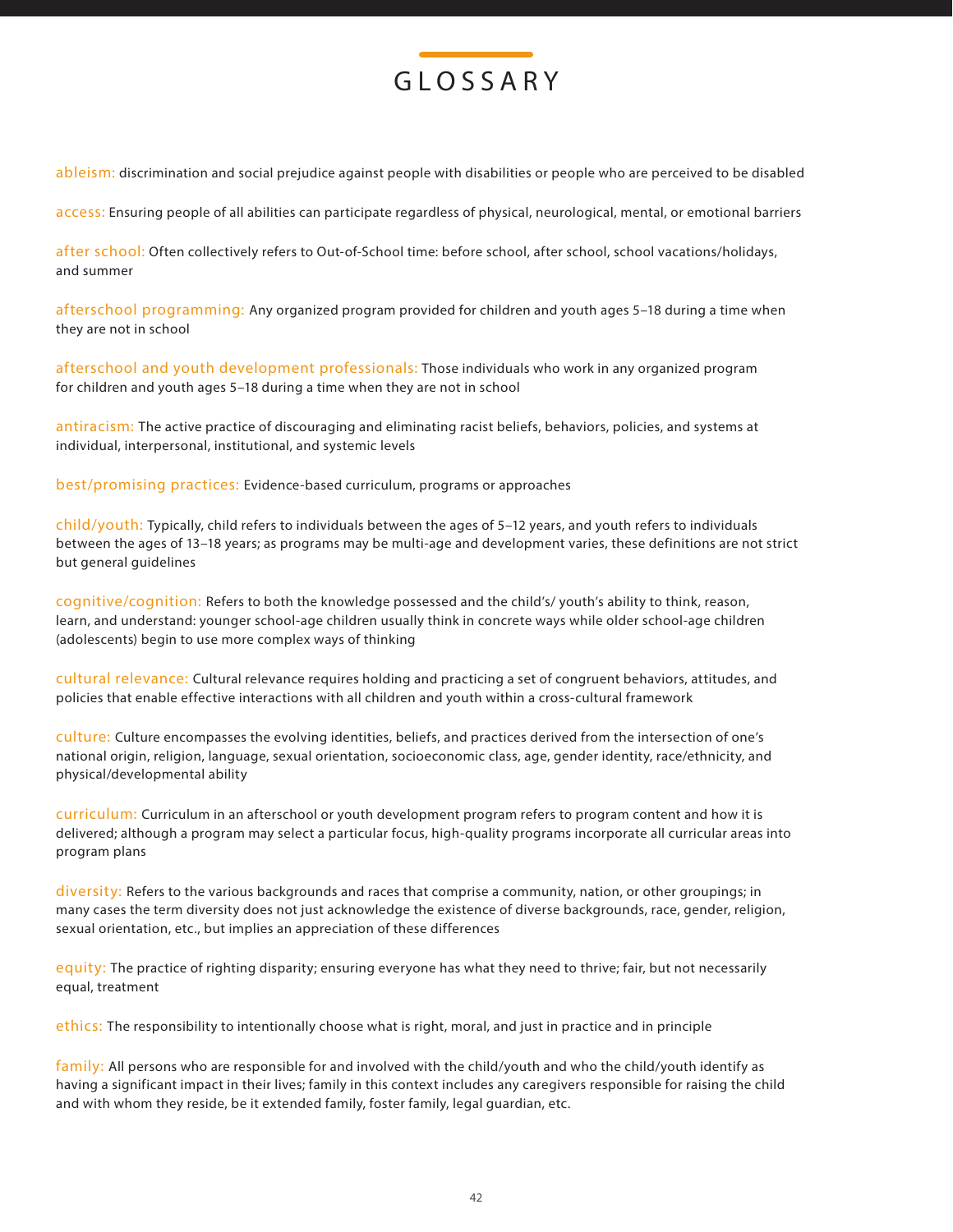# GLOSSARY

**ableism:** discrimination and social prejudice against people with disabilities or people who are perceived to be disabled

**access:** Ensuring people of all abilities can participate regardless of physical, neurological, mental, or emotional barriers

**after school:** Often collectively refers to Out-of-School time: before school, after school, school vacations/holidays, and summer

**afterschool programming:** Any organized program provided for children and youth ages 5–18 during a time when they are not in school

**afterschool and youth development professionals:** Those individuals who work in any organized program for children and youth ages 5–18 during a time when they are not in school

**antiracism:** The active practice of discouraging and eliminating racist beliefs, behaviors, policies, and systems at individual, interpersonal, institutional, and systemic levels

**best/promising practices:** Evidence-based curriculum, programs or approaches

**child/youth:** Typically, child refers to individuals between the ages of 5–12 years, and youth refers to individuals between the ages of 13–18 years; as programs may be multi-age and development varies, these definitions are not strict but general guidelines

**cognitive/cognition:** Refers to both the knowledge possessed and the child's/ youth's ability to think, reason, learn, and understand: younger school-age children usually think in concrete ways while older school-age children (adolescents) begin to use more complex ways of thinking

**cultural relevance:** Cultural relevance requires holding and practicing a set of congruent behaviors, attitudes, and policies that enable effective interactions with all children and youth within a cross-cultural framework

**culture:** Culture encompasses the evolving identities, beliefs, and practices derived from the intersection of one's national origin, religion, language, sexual orientation, socioeconomic class, age, gender identity, race/ethnicity, and physical/developmental ability

**curriculum:** Curriculum in an afterschool or youth development program refers to program content and how it is delivered; although a program may select a particular focus, high-quality programs incorporate all curricular areas into program plans

**diversity:** Refers to the various backgrounds and races that comprise a community, nation, or other groupings; in many cases the term diversity does not just acknowledge the existence of diverse backgrounds, race, gender, religion, sexual orientation, etc., but implies an appreciation of these differences

**equity:** The practice of righting disparity; ensuring everyone has what they need to thrive; fair, but not necessarily equal, treatment

**ethics:** The responsibility to intentionally choose what is right, moral, and just in practice and in principle

**family:** All persons who are responsible for and involved with the child/youth and who the child/youth identify as having a significant impact in their lives; family in this context includes any caregivers responsible for raising the child and with whom they reside, be it extended family, foster family, legal guardian, etc.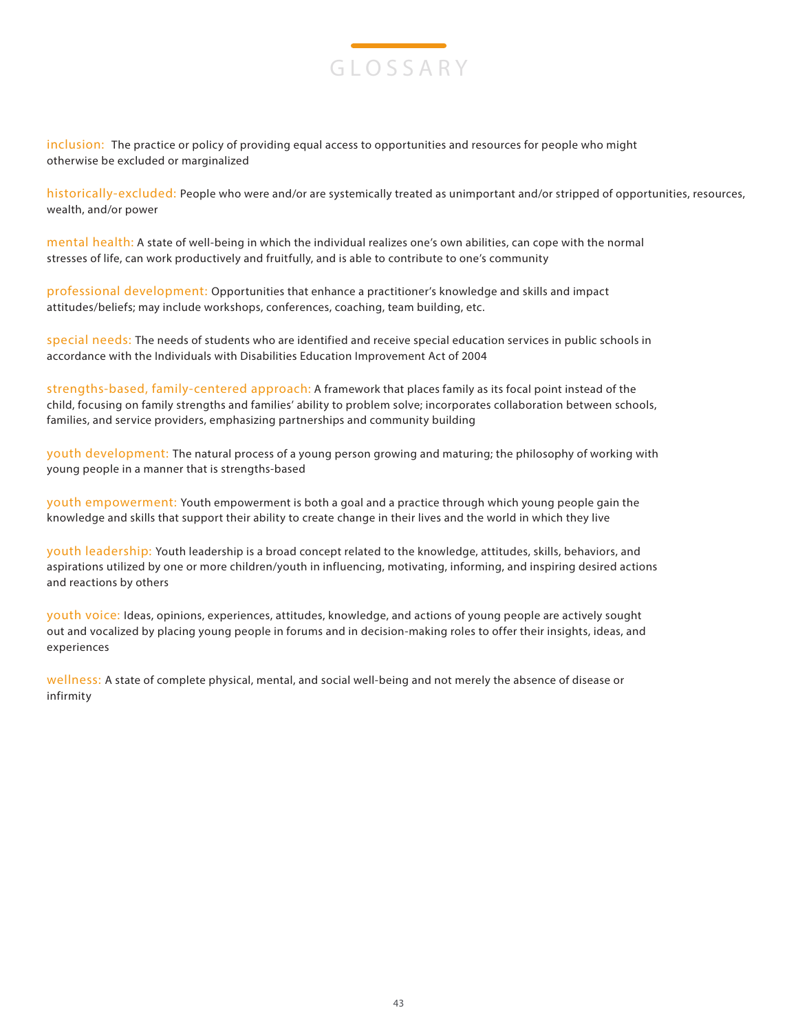# GLOSSARY

**inclusion:** The practice or policy of providing equal access to opportunities and resources for people who might otherwise be excluded or marginalized

**historically-excluded:** People who were and/or are systemically treated as unimportant and/or stripped of opportunities, resources, wealth, and/or power

**mental health:** A state of well-being in which the individual realizes one's own abilities, can cope with the normal stresses of life, can work productively and fruitfully, and is able to contribute to one's community

**professional development:** Opportunities that enhance a practitioner's knowledge and skills and impact attitudes/beliefs; may include workshops, conferences, coaching, team building, etc.

**special needs:** The needs of students who are identified and receive special education services in public schools in accordance with the Individuals with Disabilities Education Improvement Act of 2004

**strengths-based, family-centered approach:** A framework that places family as its focal point instead of the child, focusing on family strengths and families' ability to problem solve; incorporates collaboration between schools, families, and service providers, emphasizing partnerships and community building

**youth development:** The natural process of a young person growing and maturing; the philosophy of working with young people in a manner that is strengths-based

**youth empowerment:** Youth empowerment is both a goal and a practice through which young people gain the knowledge and skills that support their ability to create change in their lives and the world in which they live

**youth leadership:** Youth leadership is a broad concept related to the knowledge, attitudes, skills, behaviors, and aspirations utilized by one or more children/youth in influencing, motivating, informing, and inspiring desired actions and reactions by others

**youth voice:** Ideas, opinions, experiences, attitudes, knowledge, and actions of young people are actively sought out and vocalized by placing young people in forums and in decision-making roles to offer their insights, ideas, and experiences

**wellness:** A state of complete physical, mental, and social well-being and not merely the absence of disease or infirmity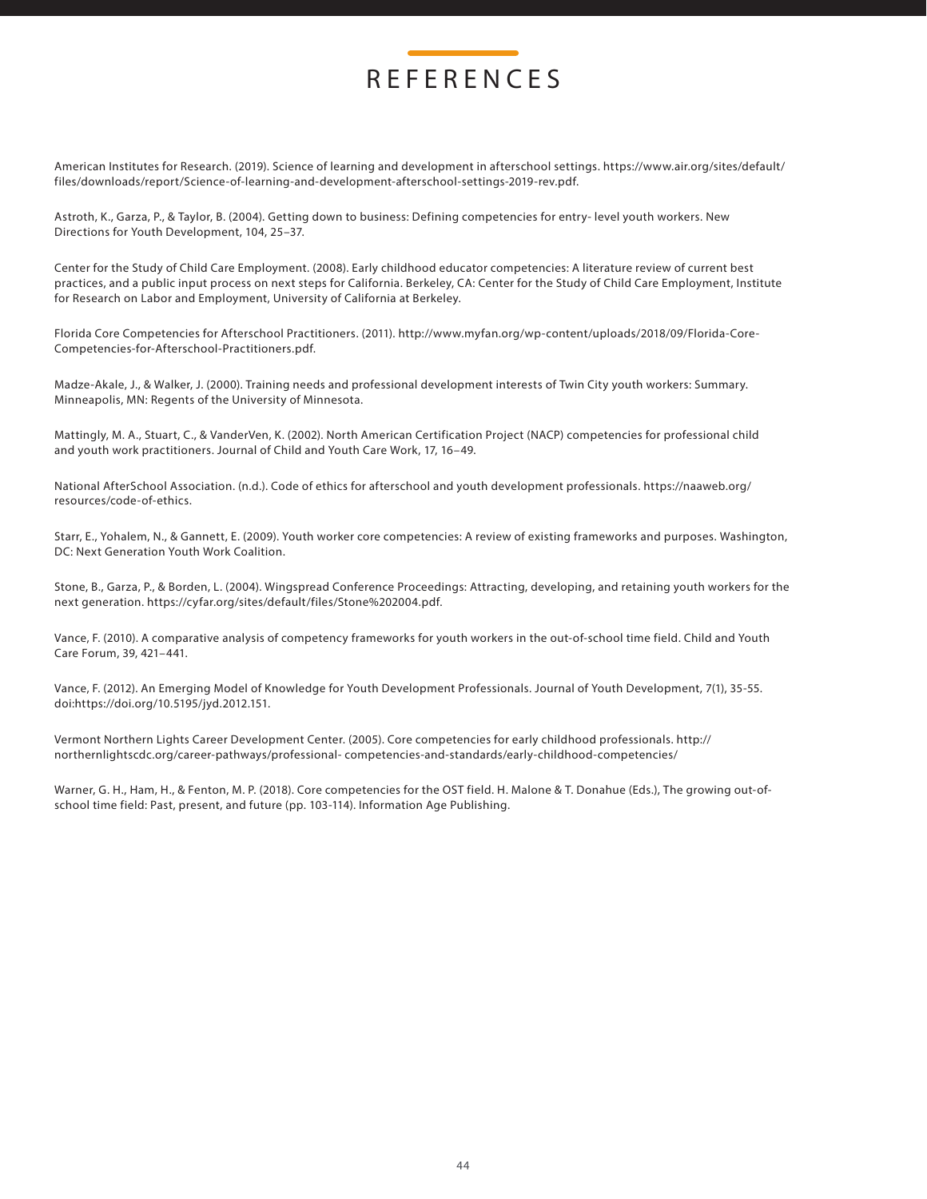# REFERENCES

American Institutes for Research. (2019). Science of learning and development in afterschool settings. https://www.air.org/sites/default/files/downloads/report/Science-of-learning-and-development-afterschool-settings-2019-rev.pdf.

Astroth, K., Garza, P., & Taylor, B. (2004). Getting down to business: Defining competencies for entry- level youth workers. New Directions for Youth Development, 104, 25–37.

Center for the Study of Child Care Employment. (2008). Early childhood educator competencies: A literature review of current best practices, and a public input process on next steps for California. Berkeley, CA: Center for the Study of Child Care Employment, Institute for Research on Labor and Employment, University of California at Berkeley.

Florida Core Competencies for Afterschool Practitioners. (2011). http://www.myfan.org/wp-content/uploads/2018/09/Florida-Core-Competencies-for-Afterschool-Practitioners.pdf.

Madze-Akale, J., & Walker, J. (2000). Training needs and professional development interests of Twin City youth workers: Summary. Minneapolis, MN: Regents of the University of Minnesota.

Mattingly, M. A., Stuart, C., & VanderVen, K. (2002). North American Certification Project (NACP) competencies for professional child and youth work practitioners. Journal of Child and Youth Care Work, 17, 16–49.

National AfterSchool Association. (n.d.). Code of ethics for afterschool and youth development professionals. https://naaweb.org/resources/code-of-ethics.

Starr, E., Yohalem, N., & Gannett, E. (2009). Youth worker core competencies: A review of existing frameworks and purposes. Washington, DC: Next Generation Youth Work Coalition.

Stone, B., Garza, P., & Borden, L. (2004). Wingspread Conference Proceedings: Attracting, developing, and retaining youth workers for the next generation. https://cyfar.org/sites/default/files/Stone%202004.pdf.

Vance, F. (2010). A comparative analysis of competency frameworks for youth workers in the out-of-school time field. Child and Youth Care Forum, 39, 421–441.

Vance, F. (2012). An Emerging Model of Knowledge for Youth Development Professionals. Journal of Youth Development, 7(1), 35-55. doi:https://doi.org/10.5195/jyd.2012.151.

Vermont Northern Lights Career Development Center. (2005). Core competencies for early childhood professionals. http://northernlightscdc.org/career-pathways/professional- competencies-and-standards/early-childhood-competencies/

Warner, G. H., Ham, H., & Fenton, M. P. (2018). Core competencies for the OST field. H. Malone & T. Donahue (Eds.), The growing out-of-school time field: Past, present, and future (pp. 103-114). Information Age Publishing.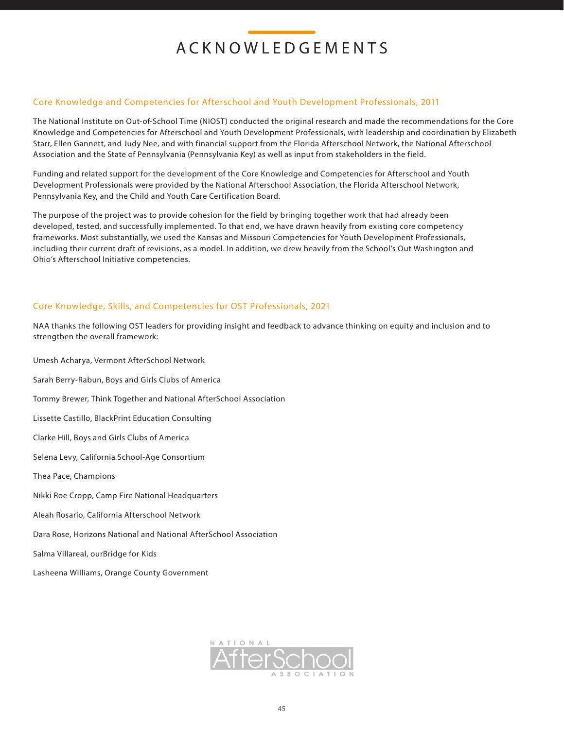# ACKNOWLEDGEMENTS

## Core Knowledge and Competencies for Afterschool and Youth Development Professionals, 2011

The National Institute on Out-of-School Time (NIOST) conducted the original research and made the recommendations for the Core Knowledge and Competencies for Afterschool and Youth Development Professionals, with leadership and coordination by Elizabeth Starr, Ellen Gannett, and Judy Nee, and with financial support from the Florida Afterschool Network, the National Afterschool Association and the State of Pennsylvania (Pennsylvania Key) as well as input from stakeholders in the field.

Funding and related support for the development of the Core Knowledge and Competencies for Afterschool and Youth Development Professionals were provided by the National Afterschool Association, the Florida Afterschool Network, Pennsylvania Key, and the Child and Youth Care Certification Board.

The purpose of the project was to provide cohesion for the field by bringing together work that had already been developed, tested, and successfully implemented. To that end, we have drawn heavily from existing core competency frameworks. Most substantially, we used the Kansas and Missouri Competencies for Youth Development Professionals, including their current draft of revisions, as a model. In addition, we drew heavily from the School's Out Washington and Ohio's Afterschool Initiative competencies.

## Core Knowledge, Skills, and Competencies for OST Professionals, 2021

NAA thanks the following OST leaders for providing insight and feedback to advance thinking on equity and inclusion and to strengthen the overall framework:

Umesh Acharya, Vermont AfterSchool Network

Sarah Berry-Rabun, Boys and Girls Clubs of America

Tommy Brewer, Think Together and National AfterSchool Association

Lissette Castillo, BlackPrint Education Consulting

Clarke Hill, Boys and Girls Clubs of America

Selena Levy, California School-Age Consortium

Thea Pace, Champions

Nikki Roe Cropp, Camp Fire National Headquarters

Aleah Rosario, California Afterschool Network

Dara Rose, Horizons National and National AfterSchool Association

Salma Villareal, ourBridge for Kids

Lasheena Williams, Orange County Government

NATIONAL AfterSchool ASSOCIATION